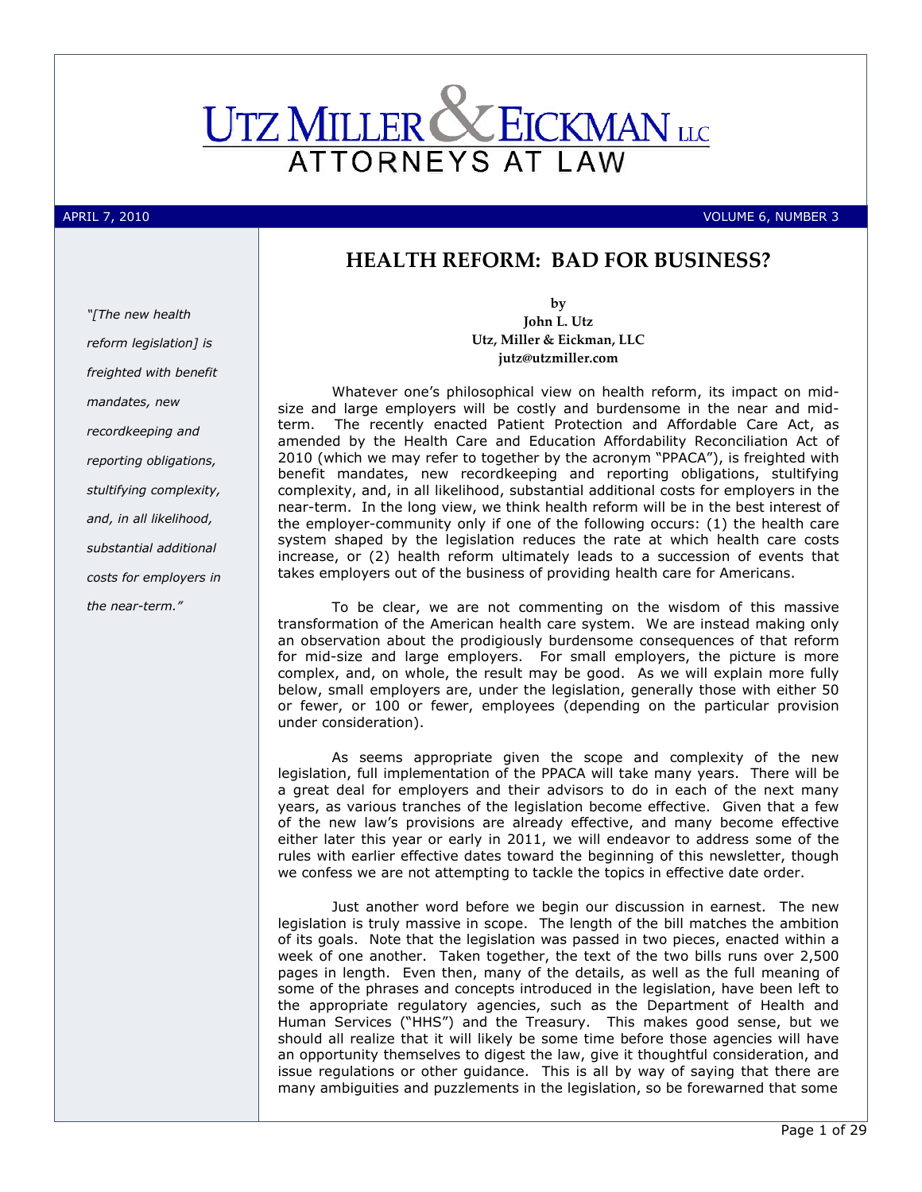# UTZ MILLER & EICKMAN LLC
ATTORNEYS AT LAW

APRIL 7, 2010 VOLUME 6, NUMBER 3

## HEALTH REFORM: BAD FOR BUSINESS?

*"[The new health reform legislation] is freighted with benefit mandates, new recordkeeping and reporting obligations, stultifying complexity, and, in all likelihood, substantial additional costs for employers in the near-term."*

**by**
**John L. Utz**
**Utz, Miller & Eickman, LLC**
**jutz@utzmiller.com**

Whatever one's philosophical view on health reform, its impact on mid-size and large employers will be costly and burdensome in the near and mid-term. The recently enacted Patient Protection and Affordable Care Act, as amended by the Health Care and Education Affordability Reconciliation Act of 2010 (which we may refer to together by the acronym "PPACA"), is freighted with benefit mandates, new recordkeeping and reporting obligations, stultifying complexity, and, in all likelihood, substantial additional costs for employers in the near-term. In the long view, we think health reform will be in the best interest of the employer-community only if one of the following occurs: (1) the health care system shaped by the legislation reduces the rate at which health care costs increase, or (2) health reform ultimately leads to a succession of events that takes employers out of the business of providing health care for Americans.

To be clear, we are not commenting on the wisdom of this massive transformation of the American health care system. We are instead making only an observation about the prodigiously burdensome consequences of that reform for mid-size and large employers. For small employers, the picture is more complex, and, on whole, the result may be good. As we will explain more fully below, small employers are, under the legislation, generally those with either 50 or fewer, or 100 or fewer, employees (depending on the particular provision under consideration).

As seems appropriate given the scope and complexity of the new legislation, full implementation of the PPACA will take many years. There will be a great deal for employers and their advisors to do in each of the next many years, as various tranches of the legislation become effective. Given that a few of the new law's provisions are already effective, and many become effective either later this year or early in 2011, we will endeavor to address some of the rules with earlier effective dates toward the beginning of this newsletter, though we confess we are not attempting to tackle the topics in effective date order.

Just another word before we begin our discussion in earnest. The new legislation is truly massive in scope. The length of the bill matches the ambition of its goals. Note that the legislation was passed in two pieces, enacted within a week of one another. Taken together, the text of the two bills runs over 2,500 pages in length. Even then, many of the details, as well as the full meaning of some of the phrases and concepts introduced in the legislation, have been left to the appropriate regulatory agencies, such as the Department of Health and Human Services ("HHS") and the Treasury. This makes good sense, but we should all realize that it will likely be some time before those agencies will have an opportunity themselves to digest the law, give it thoughtful consideration, and issue regulations or other guidance. This is all by way of saying that there are many ambiguities and puzzlements in the legislation, so be forewarned that some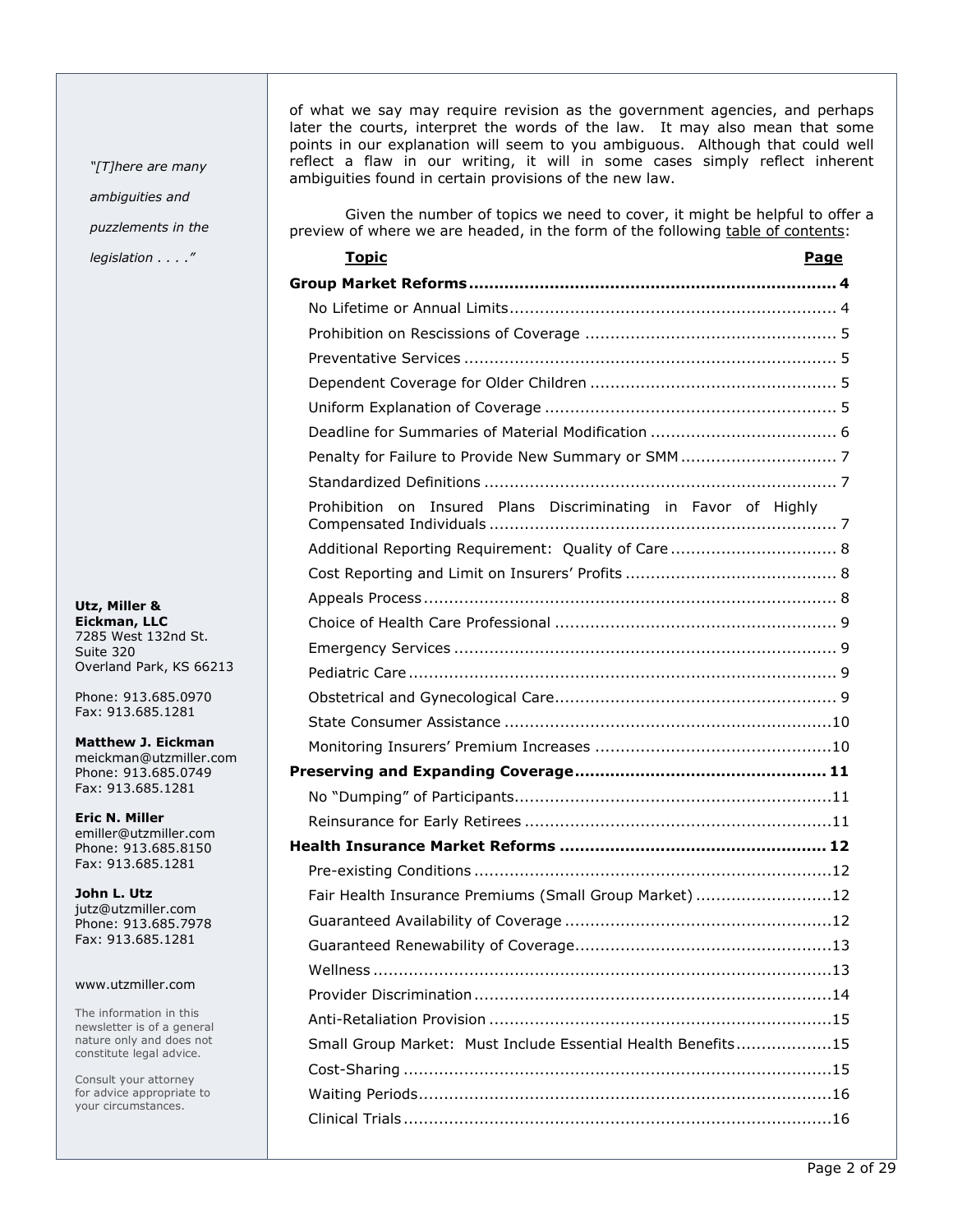of what we say may require revision as the government agencies, and perhaps later the courts, interpret the words of the law. It may also mean that some points in our explanation will seem to you ambiguous. Although that could well reflect a flaw in our writing, it will in some cases simply reflect inherent ambiguities found in certain provisions of the new law.

Given the number of topics we need to cover, it might be helpful to offer a preview of where we are headed, in the form of the following table of contents:

| Topic | Page |
|---|---|
| **Group Market Reforms** | **4** |
| No Lifetime or Annual Limits | 4 |
| Prohibition on Rescissions of Coverage | 5 |
| Preventative Services | 5 |
| Dependent Coverage for Older Children | 5 |
| Uniform Explanation of Coverage | 5 |
| Deadline for Summaries of Material Modification | 6 |
| Penalty for Failure to Provide New Summary or SMM | 7 |
| Standardized Definitions | 7 |
| Prohibition on Insured Plans Discriminating in Favor of Highly Compensated Individuals | 7 |
| Additional Reporting Requirement: Quality of Care | 8 |
| Cost Reporting and Limit on Insurers' Profits | 8 |
| Appeals Process | 8 |
| Choice of Health Care Professional | 9 |
| Emergency Services | 9 |
| Pediatric Care | 9 |
| Obstetrical and Gynecological Care | 9 |
| State Consumer Assistance | 10 |
| Monitoring Insurers' Premium Increases | 10 |
| **Preserving and Expanding Coverage** | **11** |
| No "Dumping" of Participants | 11 |
| Reinsurance for Early Retirees | 11 |
| **Health Insurance Market Reforms** | **12** |
| Pre-existing Conditions | 12 |
| Fair Health Insurance Premiums (Small Group Market) | 12 |
| Guaranteed Availability of Coverage | 12 |
| Guaranteed Renewability of Coverage | 13 |
| Wellness | 13 |
| Provider Discrimination | 14 |
| Anti-Retaliation Provision | 15 |
| Small Group Market: Must Include Essential Health Benefits | 15 |
| Cost-Sharing | 15 |
| Waiting Periods | 16 |
| Clinical Trials | 16 |

*"[T]here are many ambiguities and puzzlements in the legislation . . . ."*

**Utz, Miller & Eickman, LLC**
7285 West 132nd St.
Suite 320
Overland Park, KS 66213

Phone: 913.685.0970
Fax: 913.685.1281

**Matthew J. Eickman**
meickman@utzmiller.com
Phone: 913.685.0749
Fax: 913.685.1281

**Eric N. Miller**
emiller@utzmiller.com
Phone: 913.685.8150
Fax: 913.685.1281

**John L. Utz**
jutz@utzmiller.com
Phone: 913.685.7978
Fax: 913.685.1281

www.utzmiller.com

The information in this newsletter is of a general nature only and does not constitute legal advice.

Consult your attorney for advice appropriate to your circumstances.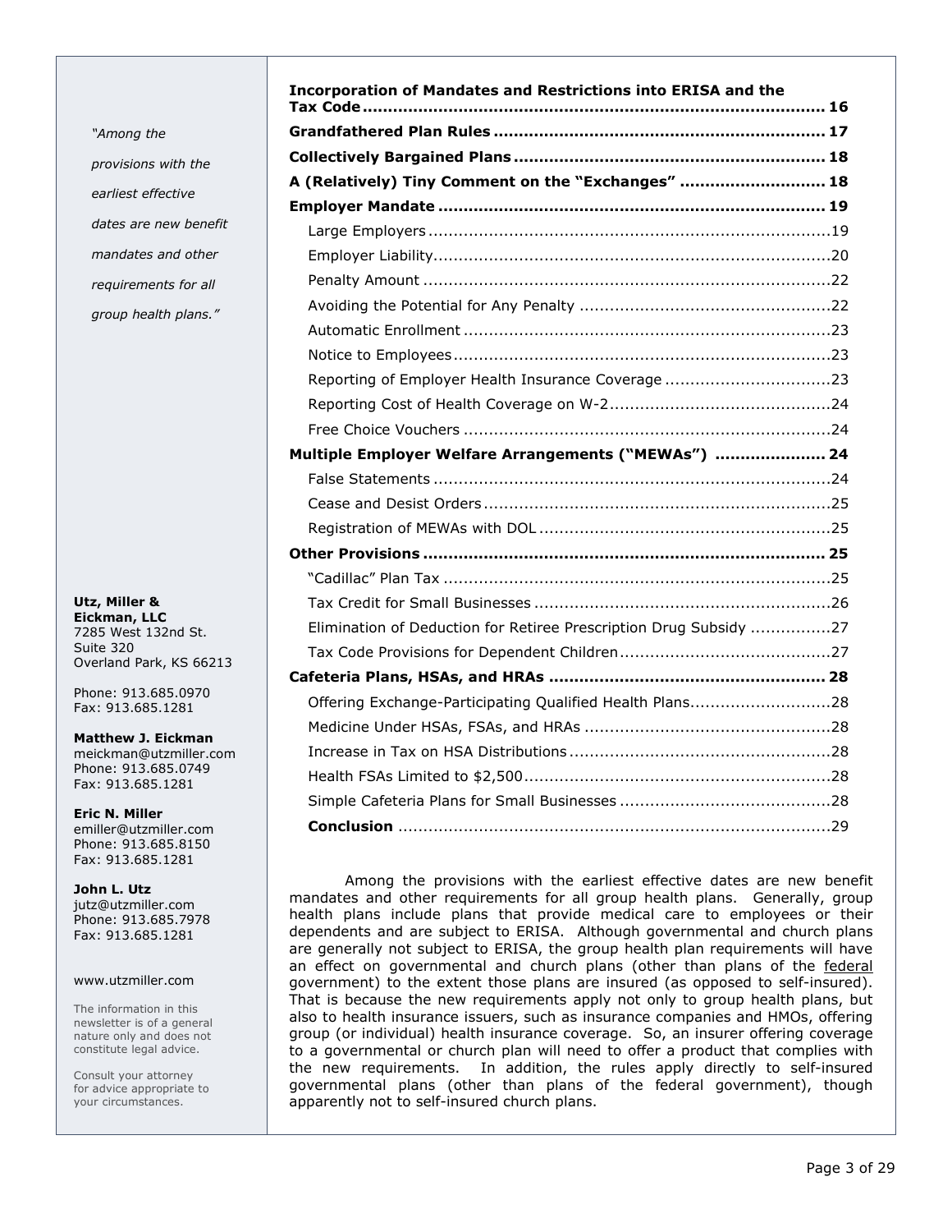*"Among the provisions with the earliest effective dates are new benefit mandates and other requirements for all group health plans."*

**Utz, Miller & Eickman, LLC**
7285 West 132nd St.
Suite 320
Overland Park, KS 66213

Phone: 913.685.0970
Fax: 913.685.1281

**Matthew J. Eickman**
meickman@utzmiller.com
Phone: 913.685.0749
Fax: 913.685.1281

**Eric N. Miller**
emiller@utzmiller.com
Phone: 913.685.8150
Fax: 913.685.1281

**John L. Utz**
jutz@utzmiller.com
Phone: 913.685.7978
Fax: 913.685.1281

www.utzmiller.com

The information in this newsletter is of a general nature only and does not constitute legal advice.

Consult your attorney for advice appropriate to your circumstances.

**Incorporation of Mandates and Restrictions into ERISA and the Tax Code ..... 16**
**Grandfathered Plan Rules ..... 17**
**Collectively Bargained Plans ..... 18**
**A (Relatively) Tiny Comment on the "Exchanges" ..... 18**
**Employer Mandate ..... 19**
- Large Employers ..... 19
- Employer Liability ..... 20
- Penalty Amount ..... 22
- Avoiding the Potential for Any Penalty ..... 22
- Automatic Enrollment ..... 23
- Notice to Employees ..... 23
- Reporting of Employer Health Insurance Coverage ..... 23
- Reporting Cost of Health Coverage on W-2 ..... 24
- Free Choice Vouchers ..... 24

**Multiple Employer Welfare Arrangements ("MEWAs") ..... 24**
- False Statements ..... 24
- Cease and Desist Orders ..... 25
- Registration of MEWAs with DOL ..... 25

**Other Provisions ..... 25**
- "Cadillac" Plan Tax ..... 25
- Tax Credit for Small Businesses ..... 26
- Elimination of Deduction for Retiree Prescription Drug Subsidy ..... 27
- Tax Code Provisions for Dependent Children ..... 27

**Cafeteria Plans, HSAs, and HRAs ..... 28**
- Offering Exchange-Participating Qualified Health Plans ..... 28
- Medicine Under HSAs, FSAs, and HRAs ..... 28
- Increase in Tax on HSA Distributions ..... 28
- Health FSAs Limited to $2,500 ..... 28
- Simple Cafeteria Plans for Small Businesses ..... 28
- **Conclusion** ..... 29

Among the provisions with the earliest effective dates are new benefit mandates and other requirements for all group health plans. Generally, group health plans include plans that provide medical care to employees or their dependents and are subject to ERISA. Although governmental and church plans are generally not subject to ERISA, the group health plan requirements will have an effect on governmental and church plans (other than plans of the federal government) to the extent those plans are insured (as opposed to self-insured). That is because the new requirements apply not only to group health plans, but also to health insurance issuers, such as insurance companies and HMOs, offering group (or individual) health insurance coverage. So, an insurer offering coverage to a governmental or church plan will need to offer a product that complies with the new requirements. In addition, the rules apply directly to self-insured governmental plans (other than plans of the federal government), though apparently not to self-insured church plans.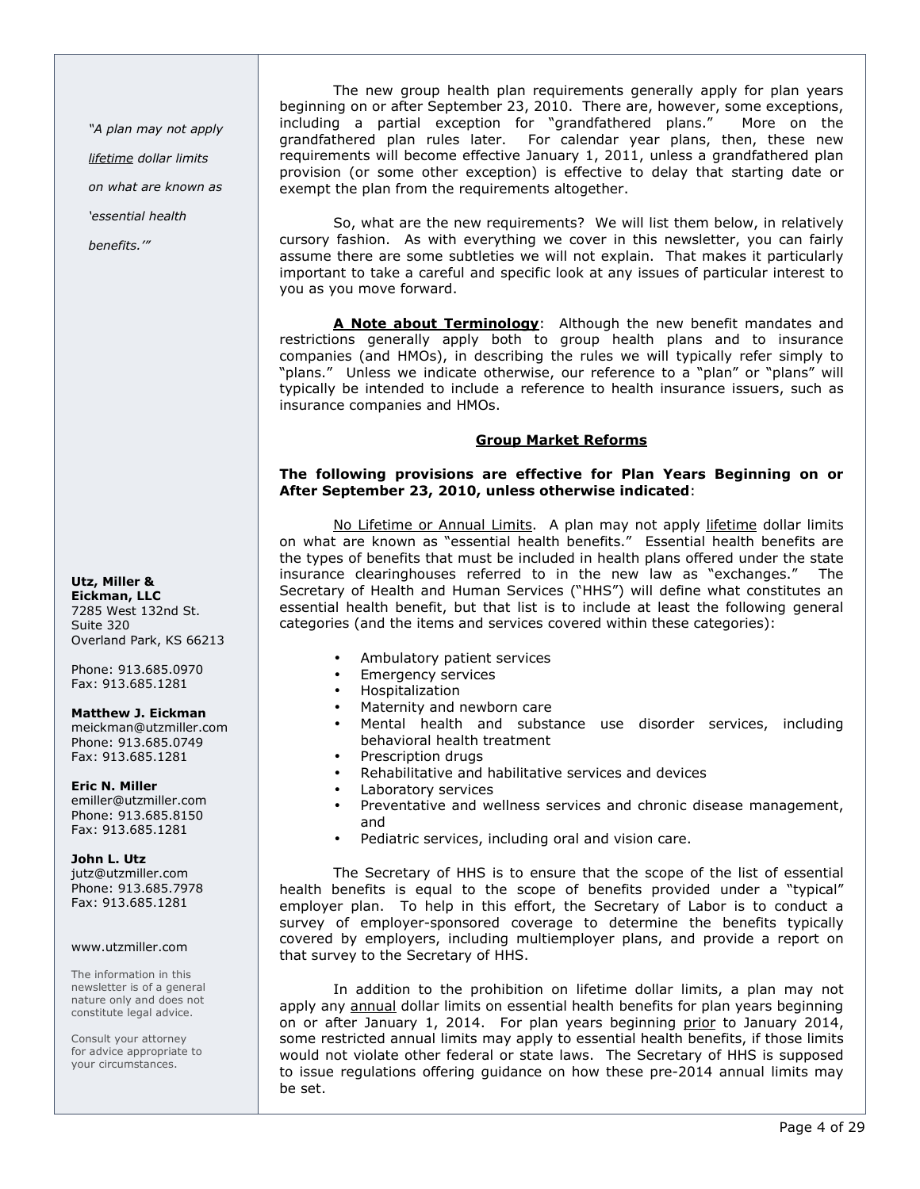The new group health plan requirements generally apply for plan years beginning on or after September 23, 2010. There are, however, some exceptions, including a partial exception for "grandfathered plans." More on the grandfathered plan rules later. For calendar year plans, then, these new requirements will become effective January 1, 2011, unless a grandfathered plan provision (or some other exception) is effective to delay that starting date or exempt the plan from the requirements altogether.

So, what are the new requirements? We will list them below, in relatively cursory fashion. As with everything we cover in this newsletter, you can fairly assume there are some subtleties we will not explain. That makes it particularly important to take a careful and specific look at any issues of particular interest to you as you move forward.

**A Note about Terminology**: Although the new benefit mandates and restrictions generally apply both to group health plans and to insurance companies (and HMOs), in describing the rules we will typically refer simply to "plans." Unless we indicate otherwise, our reference to a "plan" or "plans" will typically be intended to include a reference to health insurance issuers, such as insurance companies and HMOs.

## Group Market Reforms

**The following provisions are effective for Plan Years Beginning on or After September 23, 2010, unless otherwise indicated**:

*"A plan may not apply lifetime dollar limits on what are known as 'essential health benefits.'"*

No Lifetime or Annual Limits. A plan may not apply lifetime dollar limits on what are known as "essential health benefits." Essential health benefits are the types of benefits that must be included in health plans offered under the state insurance clearinghouses referred to in the new law as "exchanges." The Secretary of Health and Human Services ("HHS") will define what constitutes an essential health benefit, but that list is to include at least the following general categories (and the items and services covered within these categories):

- Ambulatory patient services
- Emergency services
- Hospitalization
- Maternity and newborn care
- Mental health and substance use disorder services, including behavioral health treatment
- Prescription drugs
- Rehabilitative and habilitative services and devices
- Laboratory services
- Preventative and wellness services and chronic disease management, and
- Pediatric services, including oral and vision care.

The Secretary of HHS is to ensure that the scope of the list of essential health benefits is equal to the scope of benefits provided under a "typical" employer plan. To help in this effort, the Secretary of Labor is to conduct a survey of employer-sponsored coverage to determine the benefits typically covered by employers, including multiemployer plans, and provide a report on that survey to the Secretary of HHS.

In addition to the prohibition on lifetime dollar limits, a plan may not apply any annual dollar limits on essential health benefits for plan years beginning on or after January 1, 2014. For plan years beginning prior to January 2014, some restricted annual limits may apply to essential health benefits, if those limits would not violate other federal or state laws. The Secretary of HHS is supposed to issue regulations offering guidance on how these pre-2014 annual limits may be set.

**Utz, Miller & Eickman, LLC**
7285 West 132nd St.
Suite 320
Overland Park, KS 66213

Phone: 913.685.0970
Fax: 913.685.1281

**Matthew J. Eickman**
meickman@utzmiller.com
Phone: 913.685.0749
Fax: 913.685.1281

**Eric N. Miller**
emiller@utzmiller.com
Phone: 913.685.8150
Fax: 913.685.1281

**John L. Utz**
jutz@utzmiller.com
Phone: 913.685.7978
Fax: 913.685.1281

www.utzmiller.com

The information in this newsletter is of a general nature only and does not constitute legal advice.

Consult your attorney for advice appropriate to your circumstances.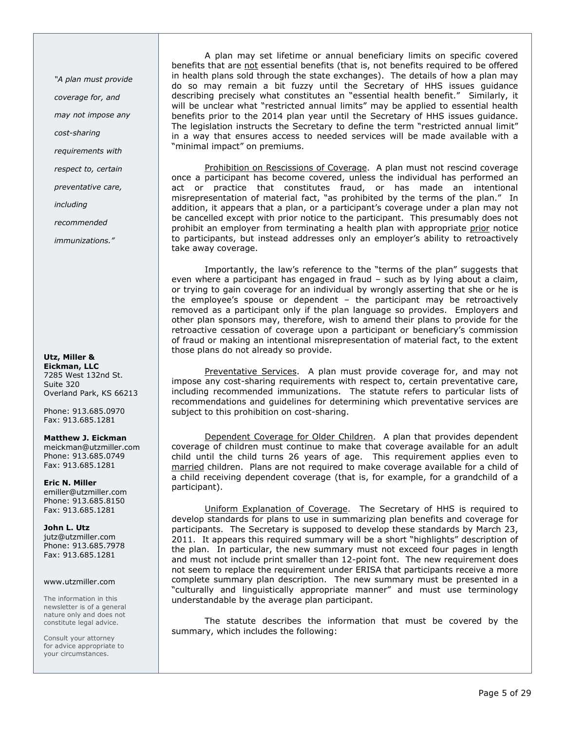*"A plan must provide coverage for, and may not impose any cost-sharing requirements with respect to, certain preventative care, including recommended immunizations."*

A plan may set lifetime or annual beneficiary limits on specific covered benefits that are not essential benefits (that is, not benefits required to be offered in health plans sold through the state exchanges). The details of how a plan may do so may remain a bit fuzzy until the Secretary of HHS issues guidance describing precisely what constitutes an "essential health benefit." Similarly, it will be unclear what "restricted annual limits" may be applied to essential health benefits prior to the 2014 plan year until the Secretary of HHS issues guidance. The legislation instructs the Secretary to define the term "restricted annual limit" in a way that ensures access to needed services will be made available with a "minimal impact" on premiums.

Prohibition on Rescissions of Coverage. A plan must not rescind coverage once a participant has become covered, unless the individual has performed an act or practice that constitutes fraud, or has made an intentional misrepresentation of material fact, "as prohibited by the terms of the plan." In addition, it appears that a plan, or a participant's coverage under a plan may not be cancelled except with prior notice to the participant. This presumably does not prohibit an employer from terminating a health plan with appropriate prior notice to participants, but instead addresses only an employer's ability to retroactively take away coverage.

Importantly, the law's reference to the "terms of the plan" suggests that even where a participant has engaged in fraud – such as by lying about a claim, or trying to gain coverage for an individual by wrongly asserting that she or he is the employee's spouse or dependent – the participant may be retroactively removed as a participant only if the plan language so provides. Employers and other plan sponsors may, therefore, wish to amend their plans to provide for the retroactive cessation of coverage upon a participant or beneficiary's commission of fraud or making an intentional misrepresentation of material fact, to the extent those plans do not already so provide.

Preventative Services. A plan must provide coverage for, and may not impose any cost-sharing requirements with respect to, certain preventative care, including recommended immunizations. The statute refers to particular lists of recommendations and guidelines for determining which preventative services are subject to this prohibition on cost-sharing.

Dependent Coverage for Older Children. A plan that provides dependent coverage of children must continue to make that coverage available for an adult child until the child turns 26 years of age. This requirement applies even to married children. Plans are not required to make coverage available for a child of a child receiving dependent coverage (that is, for example, for a grandchild of a participant).

Uniform Explanation of Coverage. The Secretary of HHS is required to develop standards for plans to use in summarizing plan benefits and coverage for participants. The Secretary is supposed to develop these standards by March 23, 2011. It appears this required summary will be a short "highlights" description of the plan. In particular, the new summary must not exceed four pages in length and must not include print smaller than 12-point font. The new requirement does not seem to replace the requirement under ERISA that participants receive a more complete summary plan description. The new summary must be presented in a "culturally and linguistically appropriate manner" and must use terminology understandable by the average plan participant.

The statute describes the information that must be covered by the summary, which includes the following:

**Utz, Miller & Eickman, LLC**
7285 West 132nd St.
Suite 320
Overland Park, KS 66213

Phone: 913.685.0970
Fax: 913.685.1281

**Matthew J. Eickman**
meickman@utzmiller.com
Phone: 913.685.0749
Fax: 913.685.1281

**Eric N. Miller**
emiller@utzmiller.com
Phone: 913.685.8150
Fax: 913.685.1281

**John L. Utz**
jutz@utzmiller.com
Phone: 913.685.7978
Fax: 913.685.1281

www.utzmiller.com

The information in this newsletter is of a general nature only and does not constitute legal advice.

Consult your attorney for advice appropriate to your circumstances.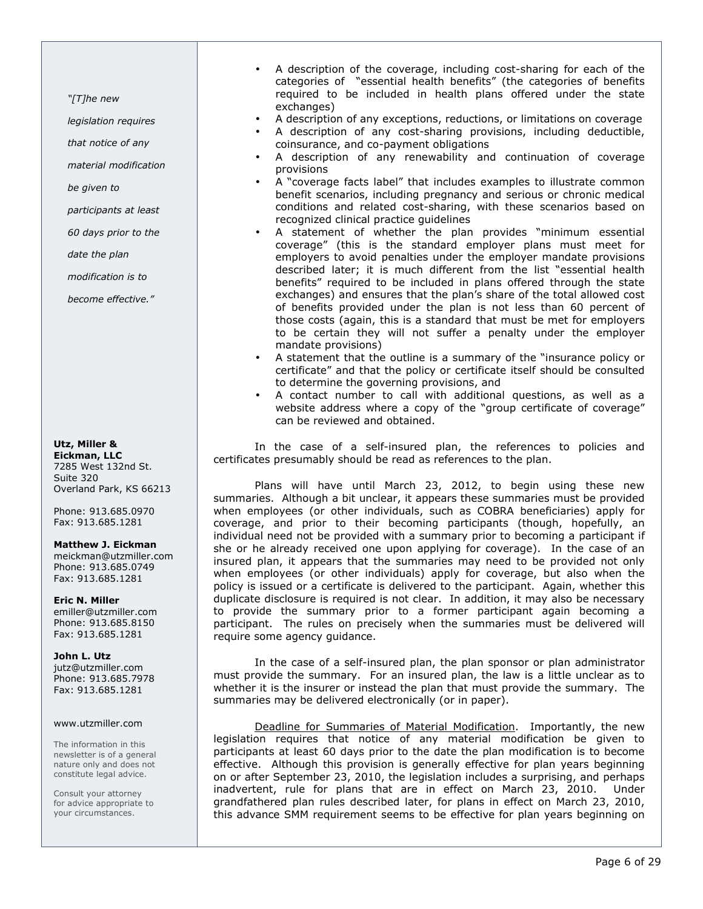*"[T]he new legislation requires that notice of any material modification be given to participants at least 60 days prior to the date the plan modification is to become effective."*

**Utz, Miller & Eickman, LLC**
7285 West 132nd St.
Suite 320
Overland Park, KS 66213

Phone: 913.685.0970
Fax: 913.685.1281

**Matthew J. Eickman**
meickman@utzmiller.com
Phone: 913.685.0749
Fax: 913.685.1281

**Eric N. Miller**
emiller@utzmiller.com
Phone: 913.685.8150
Fax: 913.685.1281

**John L. Utz**
jutz@utzmiller.com
Phone: 913.685.7978
Fax: 913.685.1281

www.utzmiller.com

The information in this newsletter is of a general nature only and does not constitute legal advice.

Consult your attorney for advice appropriate to your circumstances.

- A description of the coverage, including cost-sharing for each of the categories of "essential health benefits" (the categories of benefits required to be included in health plans offered under the state exchanges)
- A description of any exceptions, reductions, or limitations on coverage
- A description of any cost-sharing provisions, including deductible, coinsurance, and co-payment obligations
- A description of any renewability and continuation of coverage provisions
- A "coverage facts label" that includes examples to illustrate common benefit scenarios, including pregnancy and serious or chronic medical conditions and related cost-sharing, with these scenarios based on recognized clinical practice guidelines
- A statement of whether the plan provides "minimum essential coverage" (this is the standard employer plans must meet for employers to avoid penalties under the employer mandate provisions described later; it is much different from the list "essential health benefits" required to be included in plans offered through the state exchanges) and ensures that the plan's share of the total allowed cost of benefits provided under the plan is not less than 60 percent of those costs (again, this is a standard that must be met for employers to be certain they will not suffer a penalty under the employer mandate provisions)
- A statement that the outline is a summary of the "insurance policy or certificate" and that the policy or certificate itself should be consulted to determine the governing provisions, and
- A contact number to call with additional questions, as well as a website address where a copy of the "group certificate of coverage" can be reviewed and obtained.

In the case of a self-insured plan, the references to policies and certificates presumably should be read as references to the plan.

Plans will have until March 23, 2012, to begin using these new summaries. Although a bit unclear, it appears these summaries must be provided when employees (or other individuals, such as COBRA beneficiaries) apply for coverage, and prior to their becoming participants (though, hopefully, an individual need not be provided with a summary prior to becoming a participant if she or he already received one upon applying for coverage). In the case of an insured plan, it appears that the summaries may need to be provided not only when employees (or other individuals) apply for coverage, but also when the policy is issued or a certificate is delivered to the participant. Again, whether this duplicate disclosure is required is not clear. In addition, it may also be necessary to provide the summary prior to a former participant again becoming a participant. The rules on precisely when the summaries must be delivered will require some agency guidance.

In the case of a self-insured plan, the plan sponsor or plan administrator must provide the summary. For an insured plan, the law is a little unclear as to whether it is the insurer or instead the plan that must provide the summary. The summaries may be delivered electronically (or in paper).

<u>Deadline for Summaries of Material Modification</u>. Importantly, the new legislation requires that notice of any material modification be given to participants at least 60 days prior to the date the plan modification is to become effective. Although this provision is generally effective for plan years beginning on or after September 23, 2010, the legislation includes a surprising, and perhaps inadvertent, rule for plans that are in effect on March 23, 2010. Under grandfathered plan rules described later, for plans in effect on March 23, 2010, this advance SMM requirement seems to be effective for plan years beginning on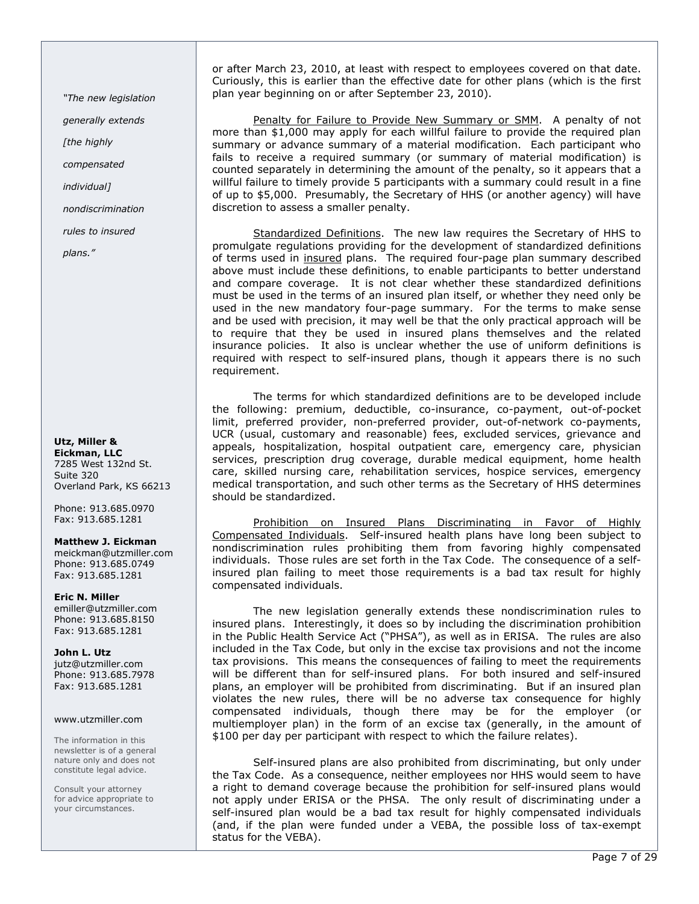or after March 23, 2010, at least with respect to employees covered on that date. Curiously, this is earlier than the effective date for other plans (which is the first plan year beginning on or after September 23, 2010).

Penalty for Failure to Provide New Summary or SMM. A penalty of not more than $1,000 may apply for each willful failure to provide the required plan summary or advance summary of a material modification. Each participant who fails to receive a required summary (or summary of material modification) is counted separately in determining the amount of the penalty, so it appears that a willful failure to timely provide 5 participants with a summary could result in a fine of up to $5,000. Presumably, the Secretary of HHS (or another agency) will have discretion to assess a smaller penalty.

Standardized Definitions. The new law requires the Secretary of HHS to promulgate regulations providing for the development of standardized definitions of terms used in insured plans. The required four-page plan summary described above must include these definitions, to enable participants to better understand and compare coverage. It is not clear whether these standardized definitions must be used in the terms of an insured plan itself, or whether they need only be used in the new mandatory four-page summary. For the terms to make sense and be used with precision, it may well be that the only practical approach will be to require that they be used in insured plans themselves and the related insurance policies. It also is unclear whether the use of uniform definitions is required with respect to self-insured plans, though it appears there is no such requirement.

The terms for which standardized definitions are to be developed include the following: premium, deductible, co-insurance, co-payment, out-of-pocket limit, preferred provider, non-preferred provider, out-of-network co-payments, UCR (usual, customary and reasonable) fees, excluded services, grievance and appeals, hospitalization, hospital outpatient care, emergency care, physician services, prescription drug coverage, durable medical equipment, home health care, skilled nursing care, rehabilitation services, hospice services, emergency medical transportation, and such other terms as the Secretary of HHS determines should be standardized.

Prohibition on Insured Plans Discriminating in Favor of Highly Compensated Individuals. Self-insured health plans have long been subject to nondiscrimination rules prohibiting them from favoring highly compensated individuals. Those rules are set forth in the Tax Code. The consequence of a self-insured plan failing to meet those requirements is a bad tax result for highly compensated individuals.

*"The new legislation generally extends [the highly compensated individual] nondiscrimination rules to insured plans."*

The new legislation generally extends these nondiscrimination rules to insured plans. Interestingly, it does so by including the discrimination prohibition in the Public Health Service Act ("PHSA"), as well as in ERISA. The rules are also included in the Tax Code, but only in the excise tax provisions and not the income tax provisions. This means the consequences of failing to meet the requirements will be different than for self-insured plans. For both insured and self-insured plans, an employer will be prohibited from discriminating. But if an insured plan violates the new rules, there will be no adverse tax consequence for highly compensated individuals, though there may be for the employer (or multiemployer plan) in the form of an excise tax (generally, in the amount of $100 per day per participant with respect to which the failure relates).

Self-insured plans are also prohibited from discriminating, but only under the Tax Code. As a consequence, neither employees nor HHS would seem to have a right to demand coverage because the prohibition for self-insured plans would not apply under ERISA or the PHSA. The only result of discriminating under a self-insured plan would be a bad tax result for highly compensated individuals (and, if the plan were funded under a VEBA, the possible loss of tax-exempt status for the VEBA).

**Utz, Miller & Eickman, LLC**
7285 West 132nd St.
Suite 320
Overland Park, KS 66213

Phone: 913.685.0970
Fax: 913.685.1281

**Matthew J. Eickman**
meickman@utzmiller.com
Phone: 913.685.0749
Fax: 913.685.1281

**Eric N. Miller**
emiller@utzmiller.com
Phone: 913.685.8150
Fax: 913.685.1281

**John L. Utz**
jutz@utzmiller.com
Phone: 913.685.7978
Fax: 913.685.1281

www.utzmiller.com

The information in this newsletter is of a general nature only and does not constitute legal advice.

Consult your attorney for advice appropriate to your circumstances.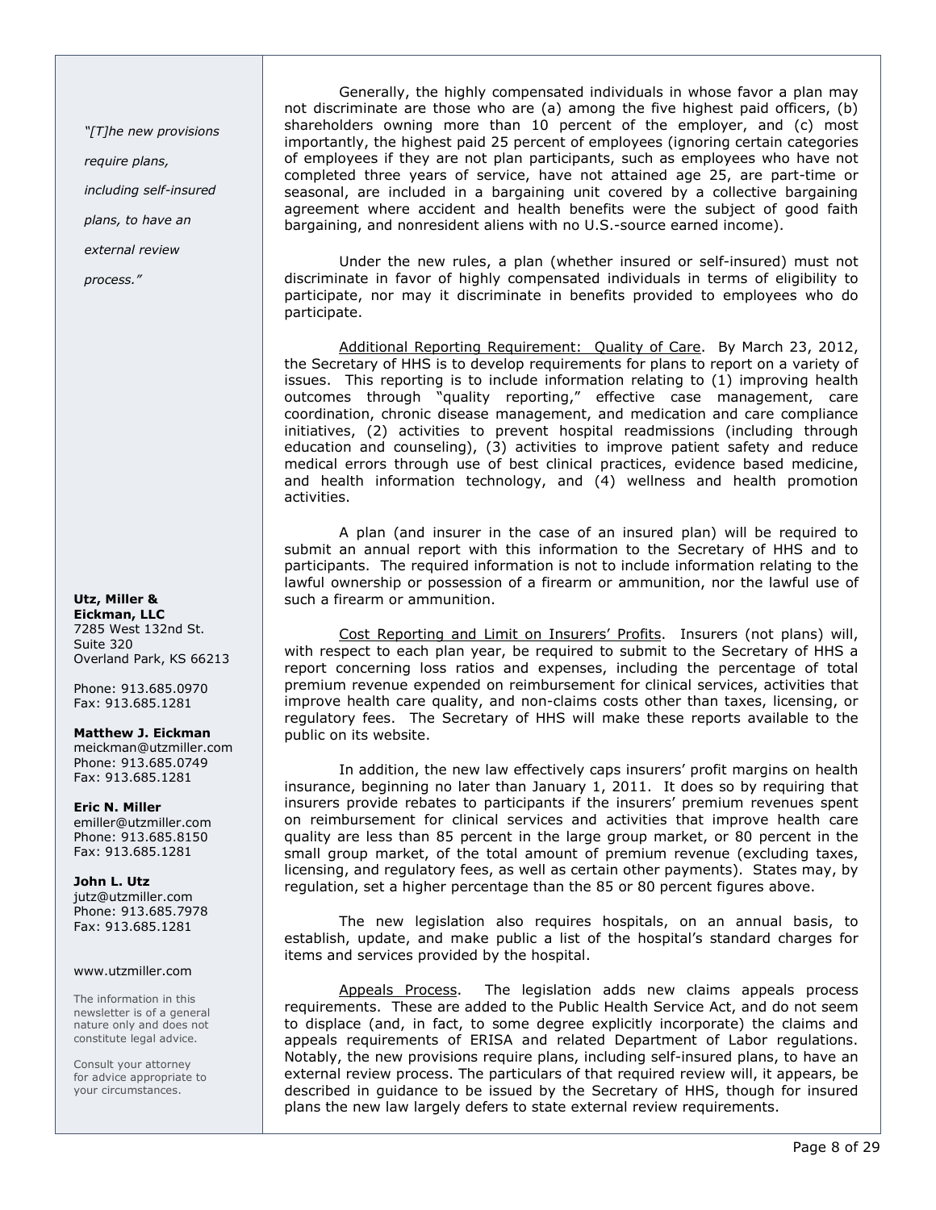Generally, the highly compensated individuals in whose favor a plan may not discriminate are those who are (a) among the five highest paid officers, (b) shareholders owning more than 10 percent of the employer, and (c) most importantly, the highest paid 25 percent of employees (ignoring certain categories of employees if they are not plan participants, such as employees who have not completed three years of service, have not attained age 25, are part-time or seasonal, are included in a bargaining unit covered by a collective bargaining agreement where accident and health benefits were the subject of good faith bargaining, and nonresident aliens with no U.S.-source earned income).

Under the new rules, a plan (whether insured or self-insured) must not discriminate in favor of highly compensated individuals in terms of eligibility to participate, nor may it discriminate in benefits provided to employees who do participate.

Additional Reporting Requirement: Quality of Care. By March 23, 2012, the Secretary of HHS is to develop requirements for plans to report on a variety of issues. This reporting is to include information relating to (1) improving health outcomes through "quality reporting," effective case management, care coordination, chronic disease management, and medication and care compliance initiatives, (2) activities to prevent hospital readmissions (including through education and counseling), (3) activities to improve patient safety and reduce medical errors through use of best clinical practices, evidence based medicine, and health information technology, and (4) wellness and health promotion activities.

A plan (and insurer in the case of an insured plan) will be required to submit an annual report with this information to the Secretary of HHS and to participants. The required information is not to include information relating to the lawful ownership or possession of a firearm or ammunition, nor the lawful use of such a firearm or ammunition.

Cost Reporting and Limit on Insurers' Profits. Insurers (not plans) will, with respect to each plan year, be required to submit to the Secretary of HHS a report concerning loss ratios and expenses, including the percentage of total premium revenue expended on reimbursement for clinical services, activities that improve health care quality, and non-claims costs other than taxes, licensing, or regulatory fees. The Secretary of HHS will make these reports available to the public on its website.

In addition, the new law effectively caps insurers' profit margins on health insurance, beginning no later than January 1, 2011. It does so by requiring that insurers provide rebates to participants if the insurers' premium revenues spent on reimbursement for clinical services and activities that improve health care quality are less than 85 percent in the large group market, or 80 percent in the small group market, of the total amount of premium revenue (excluding taxes, licensing, and regulatory fees, as well as certain other payments). States may, by regulation, set a higher percentage than the 85 or 80 percent figures above.

The new legislation also requires hospitals, on an annual basis, to establish, update, and make public a list of the hospital's standard charges for items and services provided by the hospital.

Appeals Process. The legislation adds new claims appeals process requirements. These are added to the Public Health Service Act, and do not seem to displace (and, in fact, to some degree explicitly incorporate) the claims and appeals requirements of ERISA and related Department of Labor regulations. Notably, the new provisions require plans, including self-insured plans, to have an external review process. The particulars of that required review will, it appears, be described in guidance to be issued by the Secretary of HHS, though for insured plans the new law largely defers to state external review requirements.

*"[T]he new provisions require plans, including self-insured plans, to have an external review process."*

**Utz, Miller & Eickman, LLC**
7285 West 132nd St.
Suite 320
Overland Park, KS 66213

Phone: 913.685.0970
Fax: 913.685.1281

**Matthew J. Eickman**
meickman@utzmiller.com
Phone: 913.685.0749
Fax: 913.685.1281

**Eric N. Miller**
emiller@utzmiller.com
Phone: 913.685.8150
Fax: 913.685.1281

**John L. Utz**
jutz@utzmiller.com
Phone: 913.685.7978
Fax: 913.685.1281

www.utzmiller.com

The information in this newsletter is of a general nature only and does not constitute legal advice.

Consult your attorney for advice appropriate to your circumstances.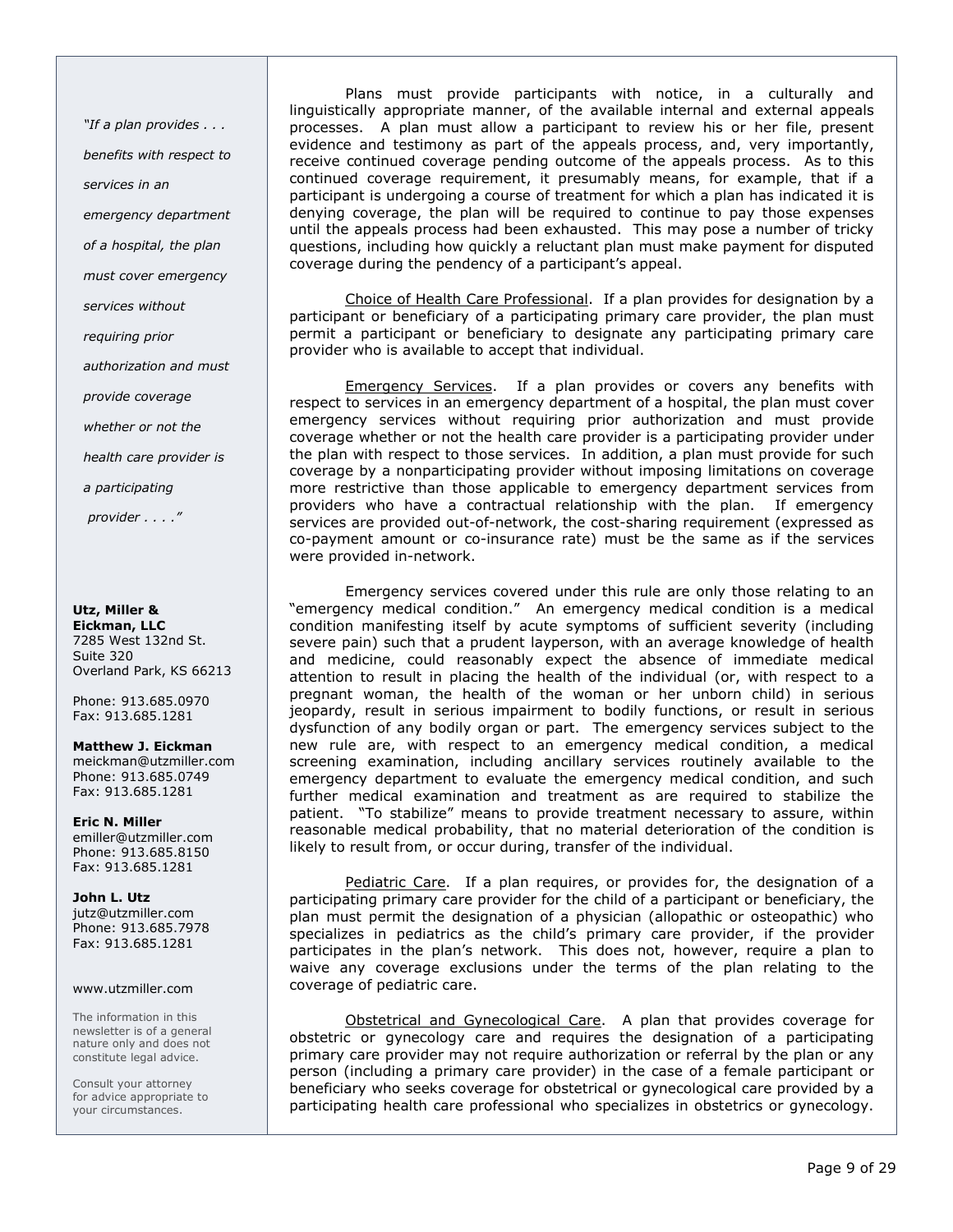*"If a plan provides . . . benefits with respect to services in an emergency department of a hospital, the plan must cover emergency services without requiring prior authorization and must provide coverage whether or not the health care provider is a participating provider . . . ."*

**Utz, Miller & Eickman, LLC**
7285 West 132nd St.
Suite 320
Overland Park, KS 66213

Phone: 913.685.0970
Fax: 913.685.1281

**Matthew J. Eickman**
meickman@utzmiller.com
Phone: 913.685.0749
Fax: 913.685.1281

**Eric N. Miller**
emiller@utzmiller.com
Phone: 913.685.8150
Fax: 913.685.1281

**John L. Utz**
jutz@utzmiller.com
Phone: 913.685.7978
Fax: 913.685.1281

www.utzmiller.com

The information in this newsletter is of a general nature only and does not constitute legal advice.

Consult your attorney for advice appropriate to your circumstances.

Plans must provide participants with notice, in a culturally and linguistically appropriate manner, of the available internal and external appeals processes. A plan must allow a participant to review his or her file, present evidence and testimony as part of the appeals process, and, very importantly, receive continued coverage pending outcome of the appeals process. As to this continued coverage requirement, it presumably means, for example, that if a participant is undergoing a course of treatment for which a plan has indicated it is denying coverage, the plan will be required to continue to pay those expenses until the appeals process had been exhausted. This may pose a number of tricky questions, including how quickly a reluctant plan must make payment for disputed coverage during the pendency of a participant's appeal.

Choice of Health Care Professional. If a plan provides for designation by a participant or beneficiary of a participating primary care provider, the plan must permit a participant or beneficiary to designate any participating primary care provider who is available to accept that individual.

Emergency Services. If a plan provides or covers any benefits with respect to services in an emergency department of a hospital, the plan must cover emergency services without requiring prior authorization and must provide coverage whether or not the health care provider is a participating provider under the plan with respect to those services. In addition, a plan must provide for such coverage by a nonparticipating provider without imposing limitations on coverage more restrictive than those applicable to emergency department services from providers who have a contractual relationship with the plan. If emergency services are provided out-of-network, the cost-sharing requirement (expressed as co-payment amount or co-insurance rate) must be the same as if the services were provided in-network.

Emergency services covered under this rule are only those relating to an "emergency medical condition." An emergency medical condition is a medical condition manifesting itself by acute symptoms of sufficient severity (including severe pain) such that a prudent layperson, with an average knowledge of health and medicine, could reasonably expect the absence of immediate medical attention to result in placing the health of the individual (or, with respect to a pregnant woman, the health of the woman or her unborn child) in serious jeopardy, result in serious impairment to bodily functions, or result in serious dysfunction of any bodily organ or part. The emergency services subject to the new rule are, with respect to an emergency medical condition, a medical screening examination, including ancillary services routinely available to the emergency department to evaluate the emergency medical condition, and such further medical examination and treatment as are required to stabilize the patient. "To stabilize" means to provide treatment necessary to assure, within reasonable medical probability, that no material deterioration of the condition is likely to result from, or occur during, transfer of the individual.

Pediatric Care. If a plan requires, or provides for, the designation of a participating primary care provider for the child of a participant or beneficiary, the plan must permit the designation of a physician (allopathic or osteopathic) who specializes in pediatrics as the child's primary care provider, if the provider participates in the plan's network. This does not, however, require a plan to waive any coverage exclusions under the terms of the plan relating to the coverage of pediatric care.

Obstetrical and Gynecological Care. A plan that provides coverage for obstetric or gynecology care and requires the designation of a participating primary care provider may not require authorization or referral by the plan or any person (including a primary care provider) in the case of a female participant or beneficiary who seeks coverage for obstetrical or gynecological care provided by a participating health care professional who specializes in obstetrics or gynecology.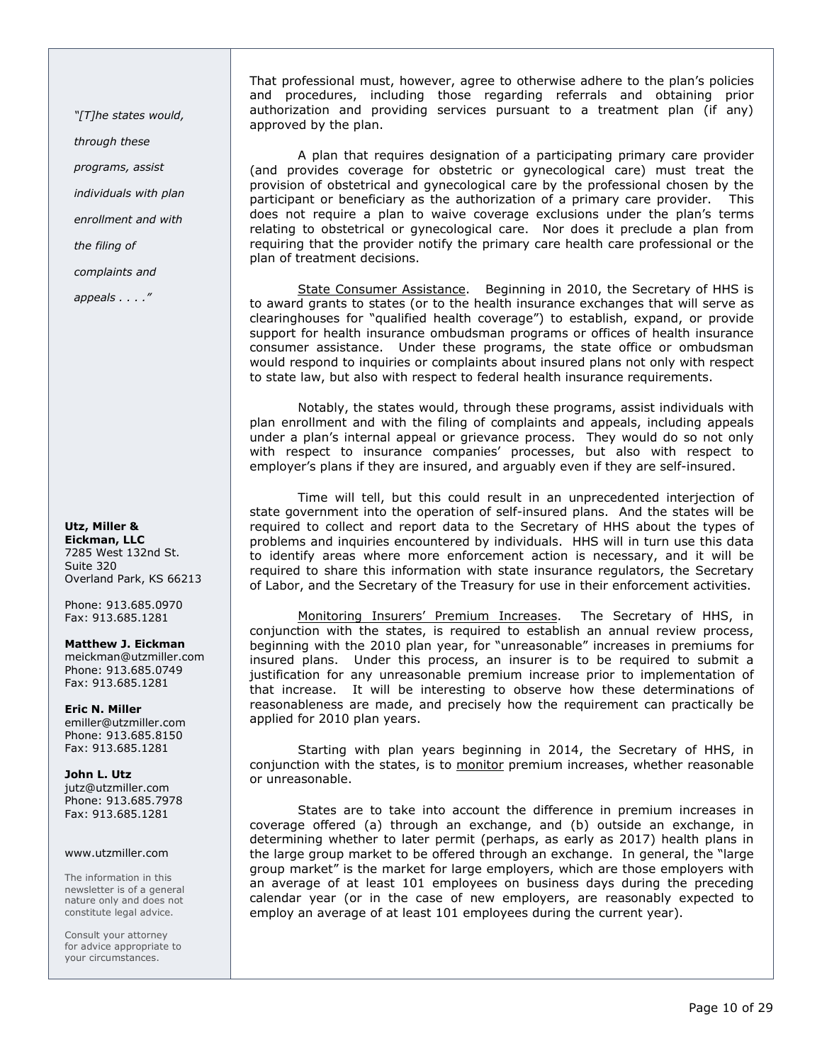*"[T]he states would, through these programs, assist individuals with plan enrollment and with the filing of complaints and appeals . . . ."*

That professional must, however, agree to otherwise adhere to the plan's policies and procedures, including those regarding referrals and obtaining prior authorization and providing services pursuant to a treatment plan (if any) approved by the plan.

A plan that requires designation of a participating primary care provider (and provides coverage for obstetric or gynecological care) must treat the provision of obstetrical and gynecological care by the professional chosen by the participant or beneficiary as the authorization of a primary care provider. This does not require a plan to waive coverage exclusions under the plan's terms relating to obstetrical or gynecological care. Nor does it preclude a plan from requiring that the provider notify the primary care health care professional or the plan of treatment decisions.

<u>State Consumer Assistance</u>. Beginning in 2010, the Secretary of HHS is to award grants to states (or to the health insurance exchanges that will serve as clearinghouses for "qualified health coverage") to establish, expand, or provide support for health insurance ombudsman programs or offices of health insurance consumer assistance. Under these programs, the state office or ombudsman would respond to inquiries or complaints about insured plans not only with respect to state law, but also with respect to federal health insurance requirements.

Notably, the states would, through these programs, assist individuals with plan enrollment and with the filing of complaints and appeals, including appeals under a plan's internal appeal or grievance process. They would do so not only with respect to insurance companies' processes, but also with respect to employer's plans if they are insured, and arguably even if they are self-insured.

Time will tell, but this could result in an unprecedented interjection of state government into the operation of self-insured plans. And the states will be required to collect and report data to the Secretary of HHS about the types of problems and inquiries encountered by individuals. HHS will in turn use this data to identify areas where more enforcement action is necessary, and it will be required to share this information with state insurance regulators, the Secretary of Labor, and the Secretary of the Treasury for use in their enforcement activities.

<u>Monitoring Insurers' Premium Increases</u>. The Secretary of HHS, in conjunction with the states, is required to establish an annual review process, beginning with the 2010 plan year, for "unreasonable" increases in premiums for insured plans. Under this process, an insurer is to be required to submit a justification for any unreasonable premium increase prior to implementation of that increase. It will be interesting to observe how these determinations of reasonableness are made, and precisely how the requirement can practically be applied for 2010 plan years.

Starting with plan years beginning in 2014, the Secretary of HHS, in conjunction with the states, is to <u>monitor</u> premium increases, whether reasonable or unreasonable.

States are to take into account the difference in premium increases in coverage offered (a) through an exchange, and (b) outside an exchange, in determining whether to later permit (perhaps, as early as 2017) health plans in the large group market to be offered through an exchange. In general, the "large group market" is the market for large employers, which are those employers with an average of at least 101 employees on business days during the preceding calendar year (or in the case of new employers, are reasonably expected to employ an average of at least 101 employees during the current year).

**Utz, Miller & Eickman, LLC**
7285 West 132nd St.
Suite 320
Overland Park, KS 66213

Phone: 913.685.0970
Fax: 913.685.1281

**Matthew J. Eickman**
meickman@utzmiller.com
Phone: 913.685.0749
Fax: 913.685.1281

**Eric N. Miller**
emiller@utzmiller.com
Phone: 913.685.8150
Fax: 913.685.1281

**John L. Utz**
jutz@utzmiller.com
Phone: 913.685.7978
Fax: 913.685.1281

www.utzmiller.com

The information in this newsletter is of a general nature only and does not constitute legal advice.

Consult your attorney for advice appropriate to your circumstances.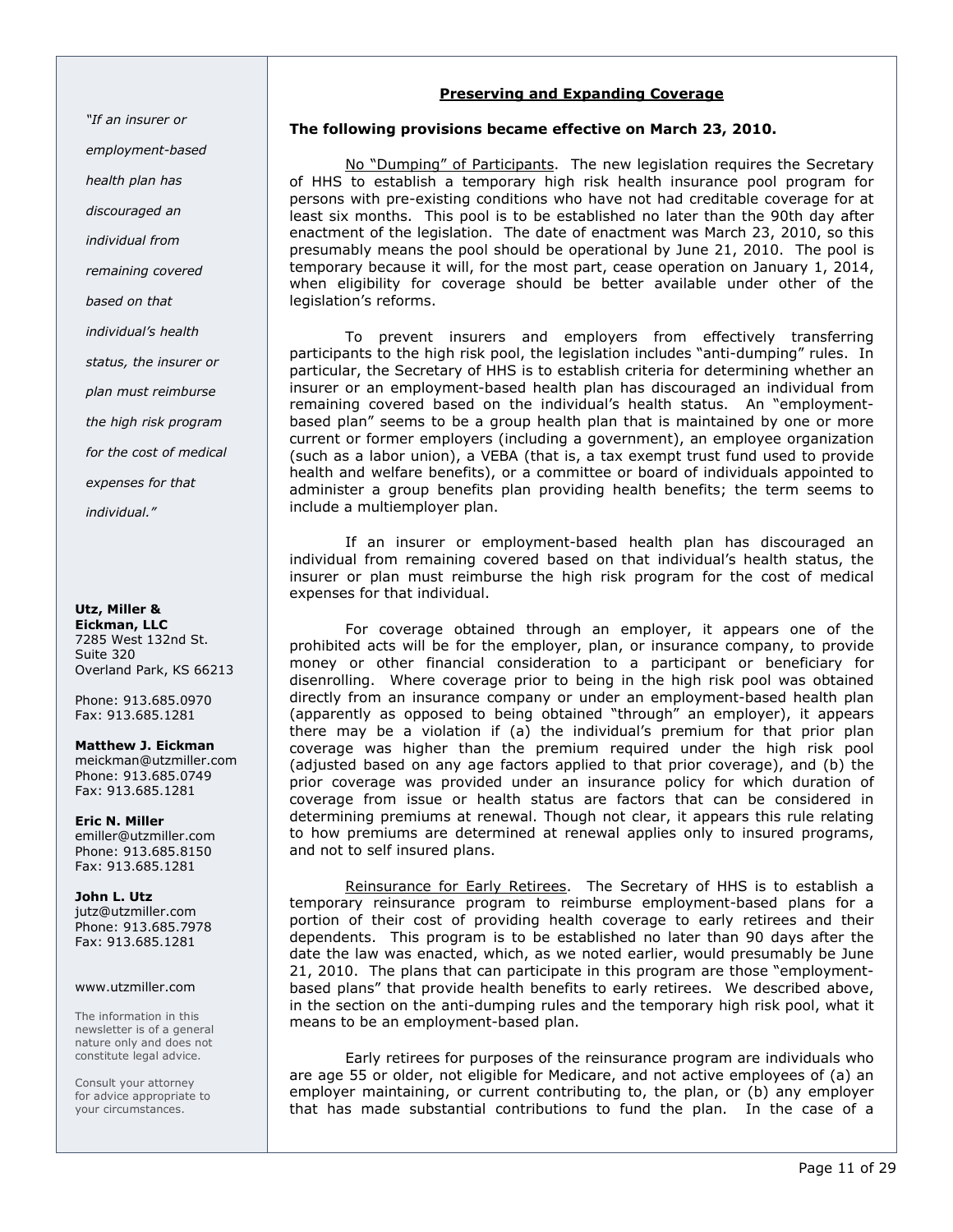## Preserving and Expanding Coverage

**The following provisions became effective on March 23, 2010.**

No "Dumping" of Participants. The new legislation requires the Secretary of HHS to establish a temporary high risk health insurance pool program for persons with pre-existing conditions who have not had creditable coverage for at least six months. This pool is to be established no later than the 90th day after enactment of the legislation. The date of enactment was March 23, 2010, so this presumably means the pool should be operational by June 21, 2010. The pool is temporary because it will, for the most part, cease operation on January 1, 2014, when eligibility for coverage should be better available under other of the legislation's reforms.

To prevent insurers and employers from effectively transferring participants to the high risk pool, the legislation includes "anti-dumping" rules. In particular, the Secretary of HHS is to establish criteria for determining whether an insurer or an employment-based health plan has discouraged an individual from remaining covered based on the individual's health status. An "employment-based plan" seems to be a group health plan that is maintained by one or more current or former employers (including a government), an employee organization (such as a labor union), a VEBA (that is, a tax exempt trust fund used to provide health and welfare benefits), or a committee or board of individuals appointed to administer a group benefits plan providing health benefits; the term seems to include a multiemployer plan.

If an insurer or employment-based health plan has discouraged an individual from remaining covered based on that individual's health status, the insurer or plan must reimburse the high risk program for the cost of medical expenses for that individual.

*"If an insurer or employment-based health plan has discouraged an individual from remaining covered based on that individual's health status, the insurer or plan must reimburse the high risk program for the cost of medical expenses for that individual."*

For coverage obtained through an employer, it appears one of the prohibited acts will be for the employer, plan, or insurance company, to provide money or other financial consideration to a participant or beneficiary for disenrolling. Where coverage prior to being in the high risk pool was obtained directly from an insurance company or under an employment-based health plan (apparently as opposed to being obtained "through" an employer), it appears there may be a violation if (a) the individual's premium for that prior plan coverage was higher than the premium required under the high risk pool (adjusted based on any age factors applied to that prior coverage), and (b) the prior coverage was provided under an insurance policy for which duration of coverage from issue or health status are factors that can be considered in determining premiums at renewal. Though not clear, it appears this rule relating to how premiums are determined at renewal applies only to insured programs, and not to self insured plans.

Reinsurance for Early Retirees. The Secretary of HHS is to establish a temporary reinsurance program to reimburse employment-based plans for a portion of their cost of providing health coverage to early retirees and their dependents. This program is to be established no later than 90 days after the date the law was enacted, which, as we noted earlier, would presumably be June 21, 2010. The plans that can participate in this program are those "employment-based plans" that provide health benefits to early retirees. We described above, in the section on the anti-dumping rules and the temporary high risk pool, what it means to be an employment-based plan.

Early retirees for purposes of the reinsurance program are individuals who are age 55 or older, not eligible for Medicare, and not active employees of (a) an employer maintaining, or current contributing to, the plan, or (b) any employer that has made substantial contributions to fund the plan. In the case of a

**Utz, Miller & Eickman, LLC**
7285 West 132nd St.
Suite 320
Overland Park, KS 66213

Phone: 913.685.0970
Fax: 913.685.1281

**Matthew J. Eickman**
meickman@utzmiller.com
Phone: 913.685.0749
Fax: 913.685.1281

**Eric N. Miller**
emiller@utzmiller.com
Phone: 913.685.8150
Fax: 913.685.1281

**John L. Utz**
jutz@utzmiller.com
Phone: 913.685.7978
Fax: 913.685.1281

www.utzmiller.com

The information in this newsletter is of a general nature only and does not constitute legal advice.

Consult your attorney for advice appropriate to your circumstances.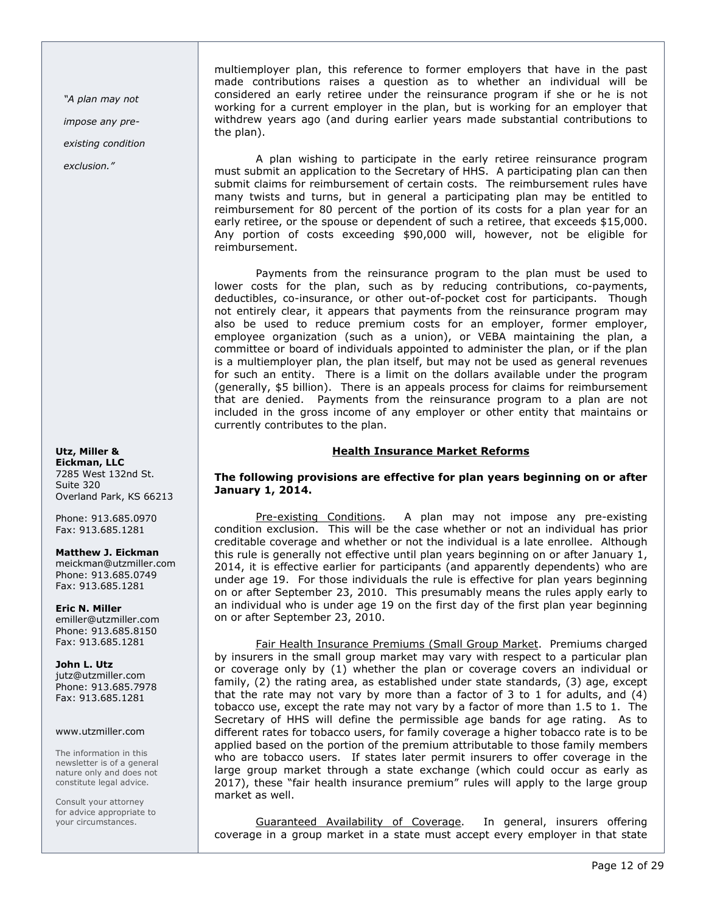multiemployer plan, this reference to former employers that have in the past made contributions raises a question as to whether an individual will be considered an early retiree under the reinsurance program if she or he is not working for a current employer in the plan, but is working for an employer that withdrew years ago (and during earlier years made substantial contributions to the plan).

A plan wishing to participate in the early retiree reinsurance program must submit an application to the Secretary of HHS. A participating plan can then submit claims for reimbursement of certain costs. The reimbursement rules have many twists and turns, but in general a participating plan may be entitled to reimbursement for 80 percent of the portion of its costs for a plan year for an early retiree, or the spouse or dependent of such a retiree, that exceeds $15,000. Any portion of costs exceeding $90,000 will, however, not be eligible for reimbursement.

Payments from the reinsurance program to the plan must be used to lower costs for the plan, such as by reducing contributions, co-payments, deductibles, co-insurance, or other out-of-pocket cost for participants. Though not entirely clear, it appears that payments from the reinsurance program may also be used to reduce premium costs for an employer, former employer, employee organization (such as a union), or VEBA maintaining the plan, a committee or board of individuals appointed to administer the plan, or if the plan is a multiemployer plan, the plan itself, but may not be used as general revenues for such an entity. There is a limit on the dollars available under the program (generally, $5 billion). There is an appeals process for claims for reimbursement that are denied. Payments from the reinsurance program to a plan are not included in the gross income of any employer or other entity that maintains or currently contributes to the plan.

## Health Insurance Market Reforms

**The following provisions are effective for plan years beginning on or after January 1, 2014.**

Pre-existing Conditions. A plan may not impose any pre-existing condition exclusion. This will be the case whether or not an individual has prior creditable coverage and whether or not the individual is a late enrollee. Although this rule is generally not effective until plan years beginning on or after January 1, 2014, it is effective earlier for participants (and apparently dependents) who are under age 19. For those individuals the rule is effective for plan years beginning on or after September 23, 2010. This presumably means the rules apply early to an individual who is under age 19 on the first day of the first plan year beginning on or after September 23, 2010.

Fair Health Insurance Premiums (Small Group Market. Premiums charged by insurers in the small group market may vary with respect to a particular plan or coverage only by (1) whether the plan or coverage covers an individual or family, (2) the rating area, as established under state standards, (3) age, except that the rate may not vary by more than a factor of 3 to 1 for adults, and (4) tobacco use, except the rate may not vary by a factor of more than 1.5 to 1. The Secretary of HHS will define the permissible age bands for age rating. As to different rates for tobacco users, for family coverage a higher tobacco rate is to be applied based on the portion of the premium attributable to those family members who are tobacco users. If states later permit insurers to offer coverage in the large group market through a state exchange (which could occur as early as 2017), these "fair health insurance premium" rules will apply to the large group market as well.

Guaranteed Availability of Coverage. In general, insurers offering coverage in a group market in a state must accept every employer in that state

*"A plan may not impose any pre-existing condition exclusion."*

**Utz, Miller & Eickman, LLC**
7285 West 132nd St.
Suite 320
Overland Park, KS 66213

Phone: 913.685.0970
Fax: 913.685.1281

**Matthew J. Eickman**
meickman@utzmiller.com
Phone: 913.685.0749
Fax: 913.685.1281

**Eric N. Miller**
emiller@utzmiller.com
Phone: 913.685.8150
Fax: 913.685.1281

**John L. Utz**
jutz@utzmiller.com
Phone: 913.685.7978
Fax: 913.685.1281

www.utzmiller.com

The information in this newsletter is of a general nature only and does not constitute legal advice.

Consult your attorney for advice appropriate to your circumstances.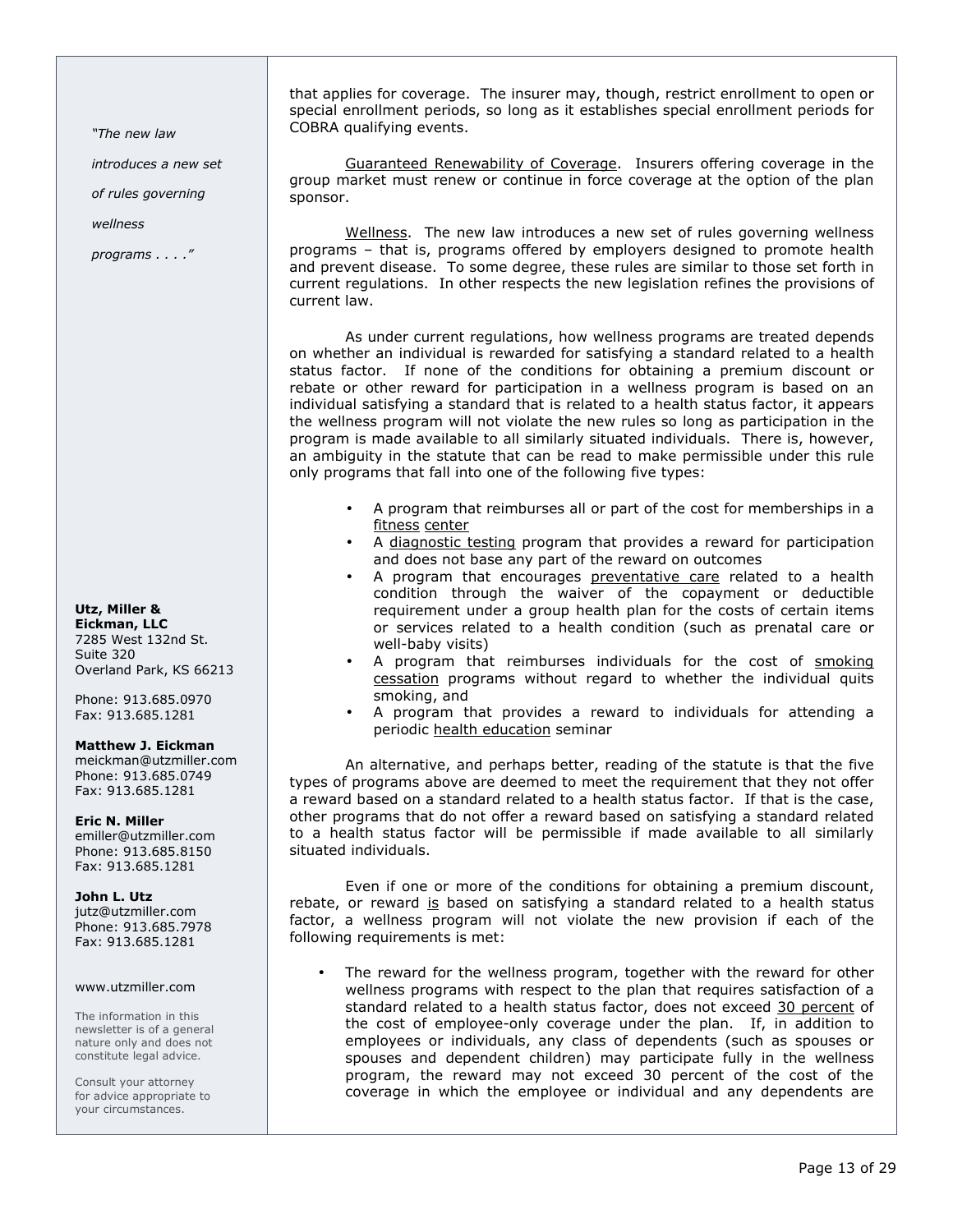that applies for coverage. The insurer may, though, restrict enrollment to open or special enrollment periods, so long as it establishes special enrollment periods for COBRA qualifying events.

Guaranteed Renewability of Coverage. Insurers offering coverage in the group market must renew or continue in force coverage at the option of the plan sponsor.

Wellness. The new law introduces a new set of rules governing wellness programs – that is, programs offered by employers designed to promote health and prevent disease. To some degree, these rules are similar to those set forth in current regulations. In other respects the new legislation refines the provisions of current law.

As under current regulations, how wellness programs are treated depends on whether an individual is rewarded for satisfying a standard related to a health status factor. If none of the conditions for obtaining a premium discount or rebate or other reward for participation in a wellness program is based on an individual satisfying a standard that is related to a health status factor, it appears the wellness program will not violate the new rules so long as participation in the program is made available to all similarly situated individuals. There is, however, an ambiguity in the statute that can be read to make permissible under this rule only programs that fall into one of the following five types:

- A program that reimburses all or part of the cost for memberships in a fitness center
- A diagnostic testing program that provides a reward for participation and does not base any part of the reward on outcomes
- A program that encourages preventative care related to a health condition through the waiver of the copayment or deductible requirement under a group health plan for the costs of certain items or services related to a health condition (such as prenatal care or well-baby visits)
- A program that reimburses individuals for the cost of smoking cessation programs without regard to whether the individual quits smoking, and
- A program that provides a reward to individuals for attending a periodic health education seminar

An alternative, and perhaps better, reading of the statute is that the five types of programs above are deemed to meet the requirement that they not offer a reward based on a standard related to a health status factor. If that is the case, other programs that do not offer a reward based on satisfying a standard related to a health status factor will be permissible if made available to all similarly situated individuals.

Even if one or more of the conditions for obtaining a premium discount, rebate, or reward is based on satisfying a standard related to a health status factor, a wellness program will not violate the new provision if each of the following requirements is met:

- The reward for the wellness program, together with the reward for other wellness programs with respect to the plan that requires satisfaction of a standard related to a health status factor, does not exceed 30 percent of the cost of employee-only coverage under the plan. If, in addition to employees or individuals, any class of dependents (such as spouses or spouses and dependent children) may participate fully in the wellness program, the reward may not exceed 30 percent of the cost of the coverage in which the employee or individual and any dependents are

*"The new law introduces a new set of rules governing wellness programs . . . ."*

**Utz, Miller & Eickman, LLC**
7285 West 132nd St.
Suite 320
Overland Park, KS 66213

Phone: 913.685.0970
Fax: 913.685.1281

**Matthew J. Eickman**
meickman@utzmiller.com
Phone: 913.685.0749
Fax: 913.685.1281

**Eric N. Miller**
emiller@utzmiller.com
Phone: 913.685.8150
Fax: 913.685.1281

**John L. Utz**
jutz@utzmiller.com
Phone: 913.685.7978
Fax: 913.685.1281

www.utzmiller.com

The information in this newsletter is of a general nature only and does not constitute legal advice.

Consult your attorney for advice appropriate to your circumstances.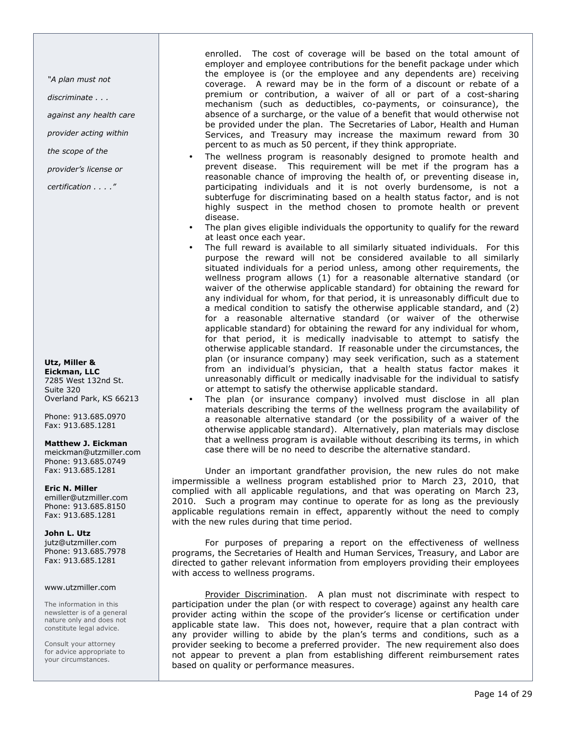*"A plan must not discriminate . . . against any health care provider acting within the scope of the provider's license or certification . . . ."*

**Utz, Miller & Eickman, LLC**
7285 West 132nd St.
Suite 320
Overland Park, KS 66213

Phone: 913.685.0970
Fax: 913.685.1281

**Matthew J. Eickman**
meickman@utzmiller.com
Phone: 913.685.0749
Fax: 913.685.1281

**Eric N. Miller**
emiller@utzmiller.com
Phone: 913.685.8150
Fax: 913.685.1281

**John L. Utz**
jutz@utzmiller.com
Phone: 913.685.7978
Fax: 913.685.1281

www.utzmiller.com

The information in this newsletter is of a general nature only and does not constitute legal advice.

Consult your attorney for advice appropriate to your circumstances.

enrolled. The cost of coverage will be based on the total amount of employer and employee contributions for the benefit package under which the employee is (or the employee and any dependents are) receiving coverage. A reward may be in the form of a discount or rebate of a premium or contribution, a waiver of all or part of a cost-sharing mechanism (such as deductibles, co-payments, or coinsurance), the absence of a surcharge, or the value of a benefit that would otherwise not be provided under the plan. The Secretaries of Labor, Health and Human Services, and Treasury may increase the maximum reward from 30 percent to as much as 50 percent, if they think appropriate.

- The wellness program is reasonably designed to promote health and prevent disease. This requirement will be met if the program has a reasonable chance of improving the health of, or preventing disease in, participating individuals and it is not overly burdensome, is not a subterfuge for discriminating based on a health status factor, and is not highly suspect in the method chosen to promote health or prevent disease.
- The plan gives eligible individuals the opportunity to qualify for the reward at least once each year.
- The full reward is available to all similarly situated individuals. For this purpose the reward will not be considered available to all similarly situated individuals for a period unless, among other requirements, the wellness program allows (1) for a reasonable alternative standard (or waiver of the otherwise applicable standard) for obtaining the reward for any individual for whom, for that period, it is unreasonably difficult due to a medical condition to satisfy the otherwise applicable standard, and (2) for a reasonable alternative standard (or waiver of the otherwise applicable standard) for obtaining the reward for any individual for whom, for that period, it is medically inadvisable to attempt to satisfy the otherwise applicable standard. If reasonable under the circumstances, the plan (or insurance company) may seek verification, such as a statement from an individual's physician, that a health status factor makes it unreasonably difficult or medically inadvisable for the individual to satisfy or attempt to satisfy the otherwise applicable standard.
- The plan (or insurance company) involved must disclose in all plan materials describing the terms of the wellness program the availability of a reasonable alternative standard (or the possibility of a waiver of the otherwise applicable standard). Alternatively, plan materials may disclose that a wellness program is available without describing its terms, in which case there will be no need to describe the alternative standard.

Under an important grandfather provision, the new rules do not make impermissible a wellness program established prior to March 23, 2010, that complied with all applicable regulations, and that was operating on March 23, 2010. Such a program may continue to operate for as long as the previously applicable regulations remain in effect, apparently without the need to comply with the new rules during that time period.

For purposes of preparing a report on the effectiveness of wellness programs, the Secretaries of Health and Human Services, Treasury, and Labor are directed to gather relevant information from employers providing their employees with access to wellness programs.

Provider Discrimination. A plan must not discriminate with respect to participation under the plan (or with respect to coverage) against any health care provider acting within the scope of the provider's license or certification under applicable state law. This does not, however, require that a plan contract with any provider willing to abide by the plan's terms and conditions, such as a provider seeking to become a preferred provider. The new requirement also does not appear to prevent a plan from establishing different reimbursement rates based on quality or performance measures.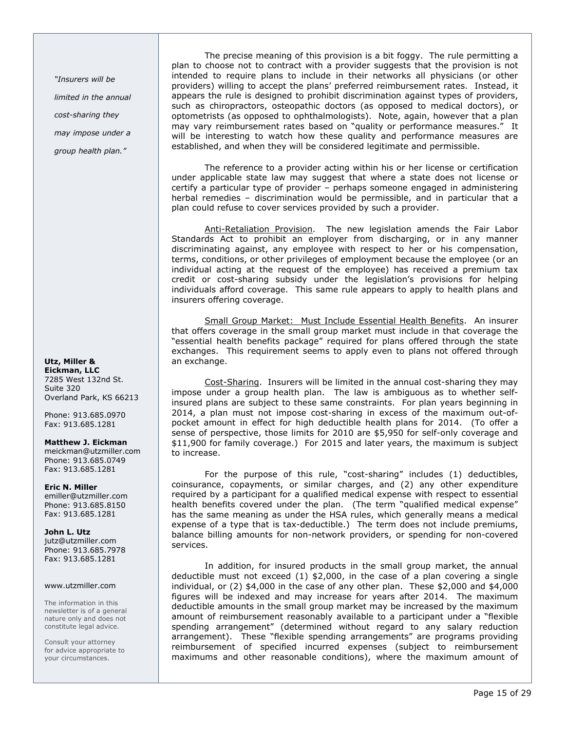The precise meaning of this provision is a bit foggy. The rule permitting a plan to choose not to contract with a provider suggests that the provision is not intended to require plans to include in their networks all physicians (or other providers) willing to accept the plans' preferred reimbursement rates. Instead, it appears the rule is designed to prohibit discrimination against types of providers, such as chiropractors, osteopathic doctors (as opposed to medical doctors), or optometrists (as opposed to ophthalmologists). Note, again, however that a plan may vary reimbursement rates based on "quality or performance measures." It will be interesting to watch how these quality and performance measures are established, and when they will be considered legitimate and permissible.

The reference to a provider acting within his or her license or certification under applicable state law may suggest that where a state does not license or certify a particular type of provider – perhaps someone engaged in administering herbal remedies – discrimination would be permissible, and in particular that a plan could refuse to cover services provided by such a provider.

Anti-Retaliation Provision. The new legislation amends the Fair Labor Standards Act to prohibit an employer from discharging, or in any manner discriminating against, any employee with respect to her or his compensation, terms, conditions, or other privileges of employment because the employee (or an individual acting at the request of the employee) has received a premium tax credit or cost-sharing subsidy under the legislation's provisions for helping individuals afford coverage. This same rule appears to apply to health plans and insurers offering coverage.

Small Group Market: Must Include Essential Health Benefits. An insurer that offers coverage in the small group market must include in that coverage the "essential health benefits package" required for plans offered through the state exchanges. This requirement seems to apply even to plans not offered through an exchange.

Cost-Sharing. Insurers will be limited in the annual cost-sharing they may impose under a group health plan. The law is ambiguous as to whether self-insured plans are subject to these same constraints. For plan years beginning in 2014, a plan must not impose cost-sharing in excess of the maximum out-of-pocket amount in effect for high deductible health plans for 2014. (To offer a sense of perspective, those limits for 2010 are $5,950 for self-only coverage and $11,900 for family coverage.) For 2015 and later years, the maximum is subject to increase.

For the purpose of this rule, "cost-sharing" includes (1) deductibles, coinsurance, copayments, or similar charges, and (2) any other expenditure required by a participant for a qualified medical expense with respect to essential health benefits covered under the plan. (The term "qualified medical expense" has the same meaning as under the HSA rules, which generally means a medical expense of a type that is tax-deductible.) The term does not include premiums, balance billing amounts for non-network providers, or spending for non-covered services.

In addition, for insured products in the small group market, the annual deductible must not exceed (1) $2,000, in the case of a plan covering a single individual, or (2) $4,000 in the case of any other plan. These $2,000 and $4,000 figures will be indexed and may increase for years after 2014. The maximum deductible amounts in the small group market may be increased by the maximum amount of reimbursement reasonably available to a participant under a "flexible spending arrangement" (determined without regard to any salary reduction arrangement). These "flexible spending arrangements" are programs providing reimbursement of specified incurred expenses (subject to reimbursement maximums and other reasonable conditions), where the maximum amount of

*"Insurers will be limited in the annual cost-sharing they may impose under a group health plan."*

**Utz, Miller & Eickman, LLC**
7285 West 132nd St.
Suite 320
Overland Park, KS 66213

Phone: 913.685.0970
Fax: 913.685.1281

**Matthew J. Eickman**
meickman@utzmiller.com
Phone: 913.685.0749
Fax: 913.685.1281

**Eric N. Miller**
emiller@utzmiller.com
Phone: 913.685.8150
Fax: 913.685.1281

**John L. Utz**
jutz@utzmiller.com
Phone: 913.685.7978
Fax: 913.685.1281

www.utzmiller.com

The information in this newsletter is of a general nature only and does not constitute legal advice.

Consult your attorney for advice appropriate to your circumstances.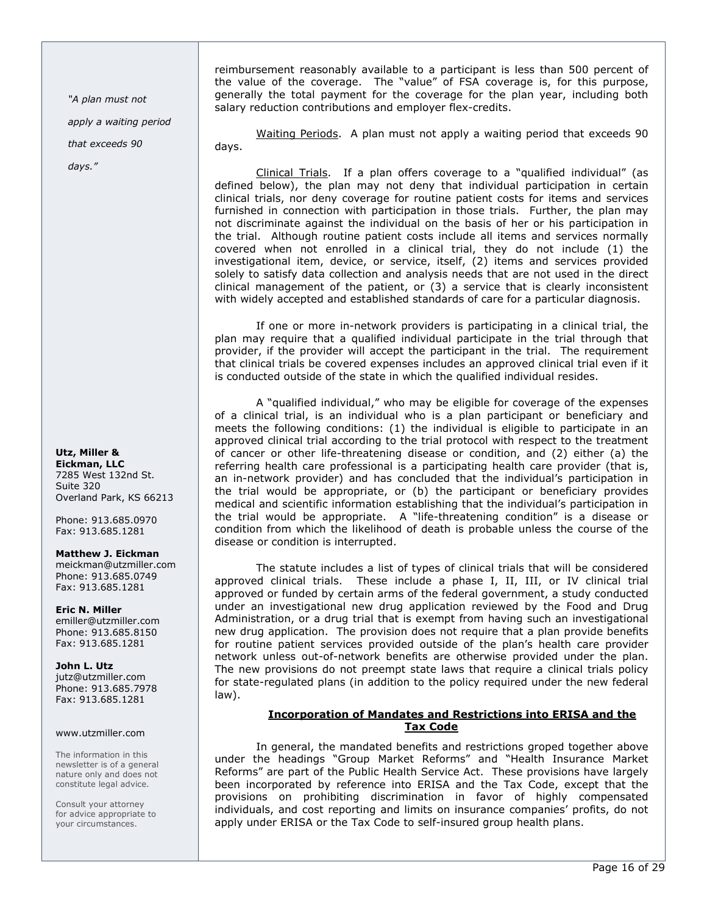reimbursement reasonably available to a participant is less than 500 percent of the value of the coverage. The "value" of FSA coverage is, for this purpose, generally the total payment for the coverage for the plan year, including both salary reduction contributions and employer flex-credits.

Waiting Periods. A plan must not apply a waiting period that exceeds 90 days.

*"A plan must not apply a waiting period that exceeds 90 days."*

Clinical Trials. If a plan offers coverage to a "qualified individual" (as defined below), the plan may not deny that individual participation in certain clinical trials, nor deny coverage for routine patient costs for items and services furnished in connection with participation in those trials. Further, the plan may not discriminate against the individual on the basis of her or his participation in the trial. Although routine patient costs include all items and services normally covered when not enrolled in a clinical trial, they do not include (1) the investigational item, device, or service, itself, (2) items and services provided solely to satisfy data collection and analysis needs that are not used in the direct clinical management of the patient, or (3) a service that is clearly inconsistent with widely accepted and established standards of care for a particular diagnosis.

If one or more in-network providers is participating in a clinical trial, the plan may require that a qualified individual participate in the trial through that provider, if the provider will accept the participant in the trial. The requirement that clinical trials be covered expenses includes an approved clinical trial even if it is conducted outside of the state in which the qualified individual resides.

A "qualified individual," who may be eligible for coverage of the expenses of a clinical trial, is an individual who is a plan participant or beneficiary and meets the following conditions: (1) the individual is eligible to participate in an approved clinical trial according to the trial protocol with respect to the treatment of cancer or other life-threatening disease or condition, and (2) either (a) the referring health care professional is a participating health care provider (that is, an in-network provider) and has concluded that the individual's participation in the trial would be appropriate, or (b) the participant or beneficiary provides medical and scientific information establishing that the individual's participation in the trial would be appropriate. A "life-threatening condition" is a disease or condition from which the likelihood of death is probable unless the course of the disease or condition is interrupted.

The statute includes a list of types of clinical trials that will be considered approved clinical trials. These include a phase I, II, III, or IV clinical trial approved or funded by certain arms of the federal government, a study conducted under an investigational new drug application reviewed by the Food and Drug Administration, or a drug trial that is exempt from having such an investigational new drug application. The provision does not require that a plan provide benefits for routine patient services provided outside of the plan's health care provider network unless out-of-network benefits are otherwise provided under the plan. The new provisions do not preempt state laws that require a clinical trials policy for state-regulated plans (in addition to the policy required under the new federal law).

**Incorporation of Mandates and Restrictions into ERISA and the Tax Code**

In general, the mandated benefits and restrictions groped together above under the headings "Group Market Reforms" and "Health Insurance Market Reforms" are part of the Public Health Service Act. These provisions have largely been incorporated by reference into ERISA and the Tax Code, except that the provisions on prohibiting discrimination in favor of highly compensated individuals, and cost reporting and limits on insurance companies' profits, do not apply under ERISA or the Tax Code to self-insured group health plans.

**Utz, Miller & Eickman, LLC**
7285 West 132nd St.
Suite 320
Overland Park, KS 66213

Phone: 913.685.0970
Fax: 913.685.1281

**Matthew J. Eickman**
meickman@utzmiller.com
Phone: 913.685.0749
Fax: 913.685.1281

**Eric N. Miller**
emiller@utzmiller.com
Phone: 913.685.8150
Fax: 913.685.1281

**John L. Utz**
jutz@utzmiller.com
Phone: 913.685.7978
Fax: 913.685.1281

www.utzmiller.com

The information in this newsletter is of a general nature only and does not constitute legal advice.

Consult your attorney for advice appropriate to your circumstances.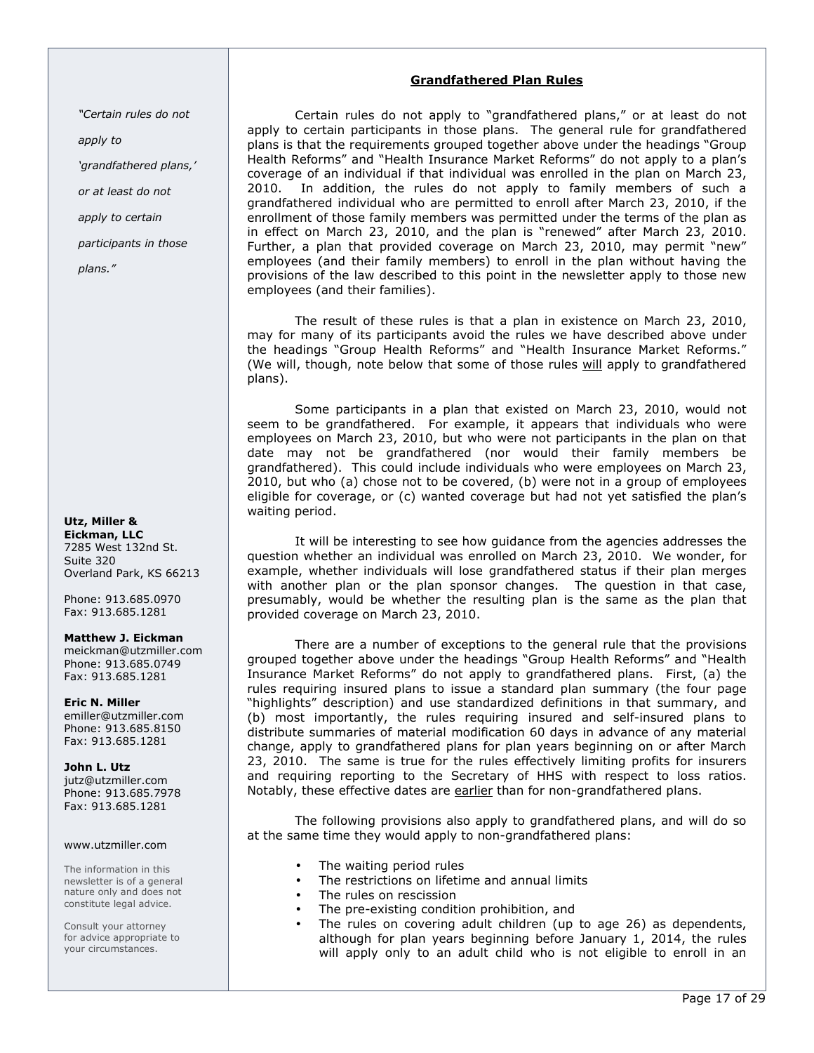## Grandfathered Plan Rules

Certain rules do not apply to "grandfathered plans," or at least do not apply to certain participants in those plans. The general rule for grandfathered plans is that the requirements grouped together above under the headings "Group Health Reforms" and "Health Insurance Market Reforms" do not apply to a plan's coverage of an individual if that individual was enrolled in the plan on March 23, 2010. In addition, the rules do not apply to family members of such a grandfathered individual who are permitted to enroll after March 23, 2010, if the enrollment of those family members was permitted under the terms of the plan as in effect on March 23, 2010, and the plan is "renewed" after March 23, 2010. Further, a plan that provided coverage on March 23, 2010, may permit "new" employees (and their family members) to enroll in the plan without having the provisions of the law described to this point in the newsletter apply to those new employees (and their families).

The result of these rules is that a plan in existence on March 23, 2010, may for many of its participants avoid the rules we have described above under the headings "Group Health Reforms" and "Health Insurance Market Reforms." (We will, though, note below that some of those rules will apply to grandfathered plans).

Some participants in a plan that existed on March 23, 2010, would not seem to be grandfathered. For example, it appears that individuals who were employees on March 23, 2010, but who were not participants in the plan on that date may not be grandfathered (nor would their family members be grandfathered). This could include individuals who were employees on March 23, 2010, but who (a) chose not to be covered, (b) were not in a group of employees eligible for coverage, or (c) wanted coverage but had not yet satisfied the plan's waiting period.

It will be interesting to see how guidance from the agencies addresses the question whether an individual was enrolled on March 23, 2010. We wonder, for example, whether individuals will lose grandfathered status if their plan merges with another plan or the plan sponsor changes. The question in that case, presumably, would be whether the resulting plan is the same as the plan that provided coverage on March 23, 2010.

There are a number of exceptions to the general rule that the provisions grouped together above under the headings "Group Health Reforms" and "Health Insurance Market Reforms" do not apply to grandfathered plans. First, (a) the rules requiring insured plans to issue a standard plan summary (the four page "highlights" description) and use standardized definitions in that summary, and (b) most importantly, the rules requiring insured and self-insured plans to distribute summaries of material modification 60 days in advance of any material change, apply to grandfathered plans for plan years beginning on or after March 23, 2010. The same is true for the rules effectively limiting profits for insurers and requiring reporting to the Secretary of HHS with respect to loss ratios. Notably, these effective dates are earlier than for non-grandfathered plans.

The following provisions also apply to grandfathered plans, and will do so at the same time they would apply to non-grandfathered plans:

- The waiting period rules
- The restrictions on lifetime and annual limits
- The rules on rescission
- The pre-existing condition prohibition, and
- The rules on covering adult children (up to age 26) as dependents, although for plan years beginning before January 1, 2014, the rules will apply only to an adult child who is not eligible to enroll in an

*"Certain rules do not apply to 'grandfathered plans,' or at least do not apply to certain participants in those plans."*

**Utz, Miller & Eickman, LLC**
7285 West 132nd St.
Suite 320
Overland Park, KS 66213

Phone: 913.685.0970
Fax: 913.685.1281

**Matthew J. Eickman**
meickman@utzmiller.com
Phone: 913.685.0749
Fax: 913.685.1281

**Eric N. Miller**
emiller@utzmiller.com
Phone: 913.685.8150
Fax: 913.685.1281

**John L. Utz**
jutz@utzmiller.com
Phone: 913.685.7978
Fax: 913.685.1281

www.utzmiller.com

The information in this newsletter is of a general nature only and does not constitute legal advice.

Consult your attorney for advice appropriate to your circumstances.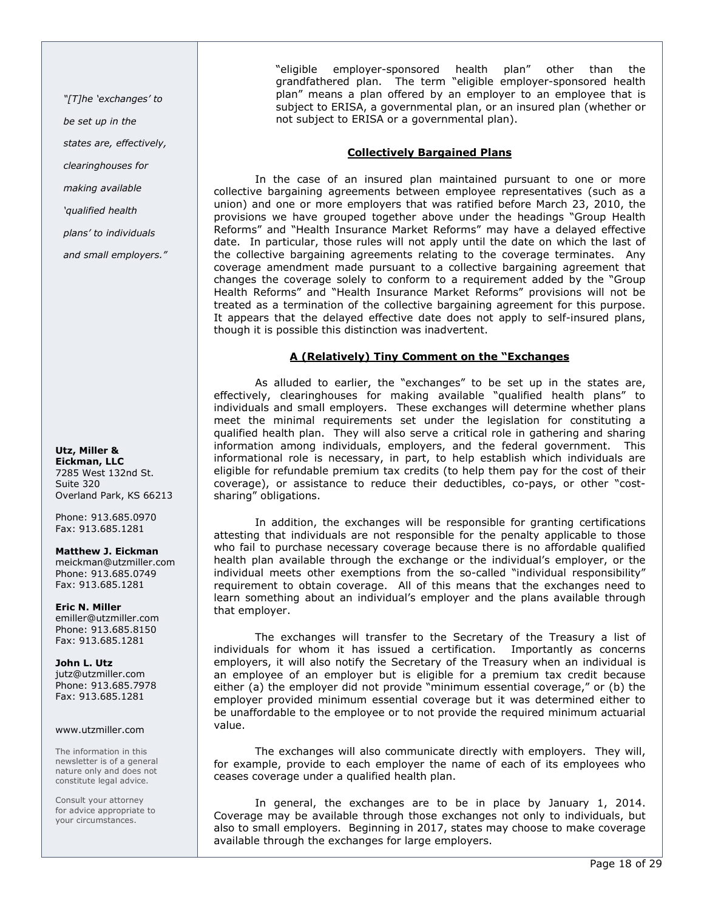"eligible employer-sponsored health plan" other than the grandfathered plan. The term "eligible employer-sponsored health plan" means a plan offered by an employer to an employee that is subject to ERISA, a governmental plan, or an insured plan (whether or not subject to ERISA or a governmental plan).

## Collectively Bargained Plans

In the case of an insured plan maintained pursuant to one or more collective bargaining agreements between employee representatives (such as a union) and one or more employers that was ratified before March 23, 2010, the provisions we have grouped together above under the headings "Group Health Reforms" and "Health Insurance Market Reforms" may have a delayed effective date. In particular, those rules will not apply until the date on which the last of the collective bargaining agreements relating to the coverage terminates. Any coverage amendment made pursuant to a collective bargaining agreement that changes the coverage solely to conform to a requirement added by the "Group Health Reforms" and "Health Insurance Market Reforms" provisions will not be treated as a termination of the collective bargaining agreement for this purpose. It appears that the delayed effective date does not apply to self-insured plans, though it is possible this distinction was inadvertent.

## A (Relatively) Tiny Comment on the "Exchanges

*"[T]he 'exchanges' to be set up in the states are, effectively, clearinghouses for making available 'qualified health plans' to individuals and small employers."*

As alluded to earlier, the "exchanges" to be set up in the states are, effectively, clearinghouses for making available "qualified health plans" to individuals and small employers. These exchanges will determine whether plans meet the minimal requirements set under the legislation for constituting a qualified health plan. They will also serve a critical role in gathering and sharing information among individuals, employers, and the federal government. This informational role is necessary, in part, to help establish which individuals are eligible for refundable premium tax credits (to help them pay for the cost of their coverage), or assistance to reduce their deductibles, co-pays, or other "cost-sharing" obligations.

In addition, the exchanges will be responsible for granting certifications attesting that individuals are not responsible for the penalty applicable to those who fail to purchase necessary coverage because there is no affordable qualified health plan available through the exchange or the individual's employer, or the individual meets other exemptions from the so-called "individual responsibility" requirement to obtain coverage. All of this means that the exchanges need to learn something about an individual's employer and the plans available through that employer.

The exchanges will transfer to the Secretary of the Treasury a list of individuals for whom it has issued a certification. Importantly as concerns employers, it will also notify the Secretary of the Treasury when an individual is an employee of an employer but is eligible for a premium tax credit because either (a) the employer did not provide "minimum essential coverage," or (b) the employer provided minimum essential coverage but it was determined either to be unaffordable to the employee or to not provide the required minimum actuarial value.

The exchanges will also communicate directly with employers. They will, for example, provide to each employer the name of each of its employees who ceases coverage under a qualified health plan.

In general, the exchanges are to be in place by January 1, 2014. Coverage may be available through those exchanges not only to individuals, but also to small employers. Beginning in 2017, states may choose to make coverage available through the exchanges for large employers.

**Utz, Miller & Eickman, LLC**
7285 West 132nd St.
Suite 320
Overland Park, KS 66213

Phone: 913.685.0970
Fax: 913.685.1281

**Matthew J. Eickman**
meickman@utzmiller.com
Phone: 913.685.0749
Fax: 913.685.1281

**Eric N. Miller**
emiller@utzmiller.com
Phone: 913.685.8150
Fax: 913.685.1281

**John L. Utz**
jutz@utzmiller.com
Phone: 913.685.7978
Fax: 913.685.1281

www.utzmiller.com

The information in this newsletter is of a general nature only and does not constitute legal advice.

Consult your attorney for advice appropriate to your circumstances.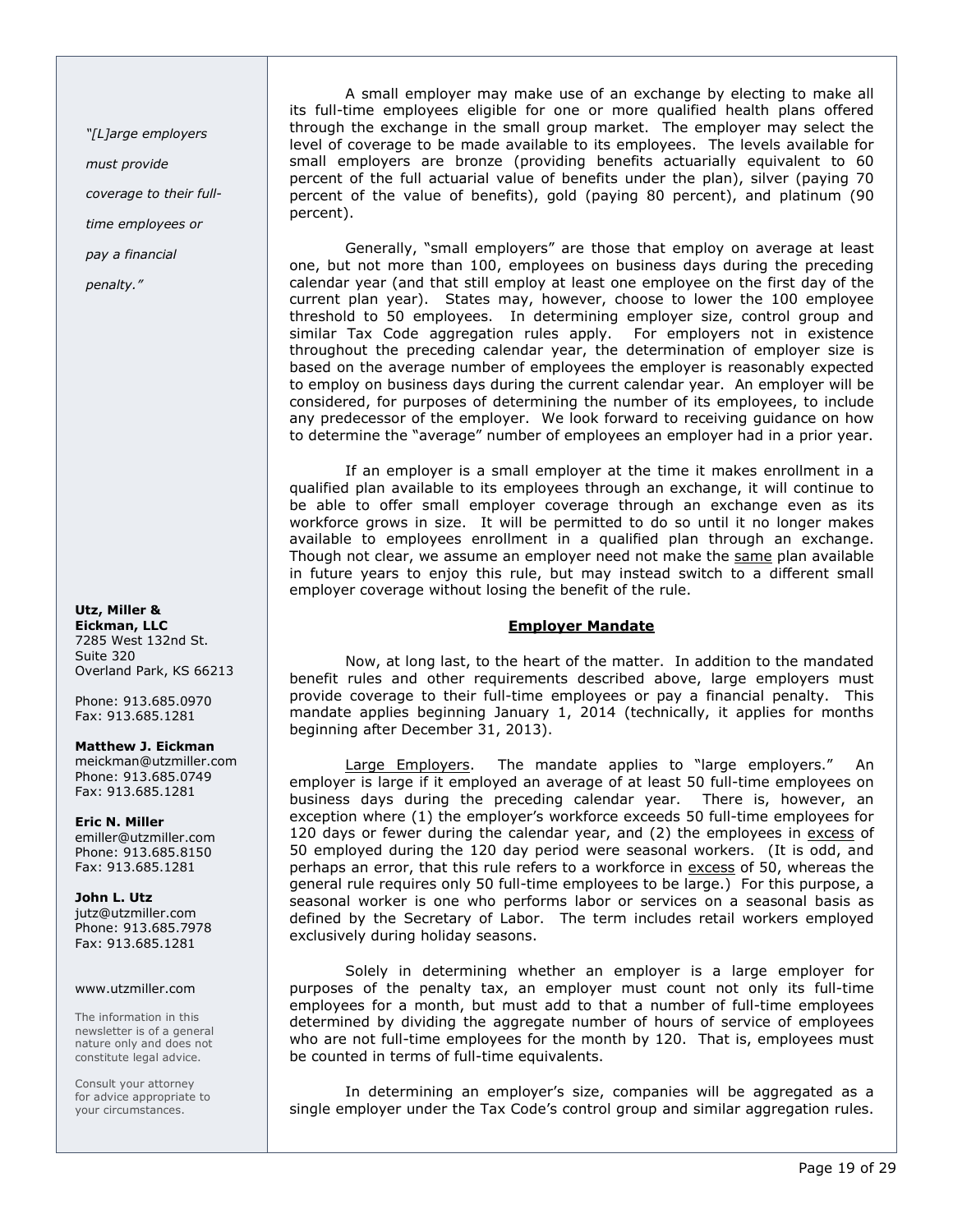*"[L]arge employers must provide coverage to their full-time employees or pay a financial penalty."*

A small employer may make use of an exchange by electing to make all its full-time employees eligible for one or more qualified health plans offered through the exchange in the small group market. The employer may select the level of coverage to be made available to its employees. The levels available for small employers are bronze (providing benefits actuarially equivalent to 60 percent of the full actuarial value of benefits under the plan), silver (paying 70 percent of the value of benefits), gold (paying 80 percent), and platinum (90 percent).

Generally, "small employers" are those that employ on average at least one, but not more than 100, employees on business days during the preceding calendar year (and that still employ at least one employee on the first day of the current plan year). States may, however, choose to lower the 100 employee threshold to 50 employees. In determining employer size, control group and similar Tax Code aggregation rules apply. For employers not in existence throughout the preceding calendar year, the determination of employer size is based on the average number of employees the employer is reasonably expected to employ on business days during the current calendar year. An employer will be considered, for purposes of determining the number of its employees, to include any predecessor of the employer. We look forward to receiving guidance on how to determine the "average" number of employees an employer had in a prior year.

If an employer is a small employer at the time it makes enrollment in a qualified plan available to its employees through an exchange, it will continue to be able to offer small employer coverage through an exchange even as its workforce grows in size. It will be permitted to do so until it no longer makes available to employees enrollment in a qualified plan through an exchange. Though not clear, we assume an employer need not make the same plan available in future years to enjoy this rule, but may instead switch to a different small employer coverage without losing the benefit of the rule.

## Employer Mandate

Now, at long last, to the heart of the matter. In addition to the mandated benefit rules and other requirements described above, large employers must provide coverage to their full-time employees or pay a financial penalty. This mandate applies beginning January 1, 2014 (technically, it applies for months beginning after December 31, 2013).

Large Employers. The mandate applies to "large employers." An employer is large if it employed an average of at least 50 full-time employees on business days during the preceding calendar year. There is, however, an exception where (1) the employer's workforce exceeds 50 full-time employees for 120 days or fewer during the calendar year, and (2) the employees in excess of 50 employed during the 120 day period were seasonal workers. (It is odd, and perhaps an error, that this rule refers to a workforce in excess of 50, whereas the general rule requires only 50 full-time employees to be large.) For this purpose, a seasonal worker is one who performs labor or services on a seasonal basis as defined by the Secretary of Labor. The term includes retail workers employed exclusively during holiday seasons.

Solely in determining whether an employer is a large employer for purposes of the penalty tax, an employer must count not only its full-time employees for a month, but must add to that a number of full-time employees determined by dividing the aggregate number of hours of service of employees who are not full-time employees for the month by 120. That is, employees must be counted in terms of full-time equivalents.

In determining an employer's size, companies will be aggregated as a single employer under the Tax Code's control group and similar aggregation rules.

**Utz, Miller & Eickman, LLC**
7285 West 132nd St.
Suite 320
Overland Park, KS 66213

Phone: 913.685.0970
Fax: 913.685.1281

**Matthew J. Eickman**
meickman@utzmiller.com
Phone: 913.685.0749
Fax: 913.685.1281

**Eric N. Miller**
emiller@utzmiller.com
Phone: 913.685.8150
Fax: 913.685.1281

**John L. Utz**
jutz@utzmiller.com
Phone: 913.685.7978
Fax: 913.685.1281

www.utzmiller.com

The information in this newsletter is of a general nature only and does not constitute legal advice.

Consult your attorney for advice appropriate to your circumstances.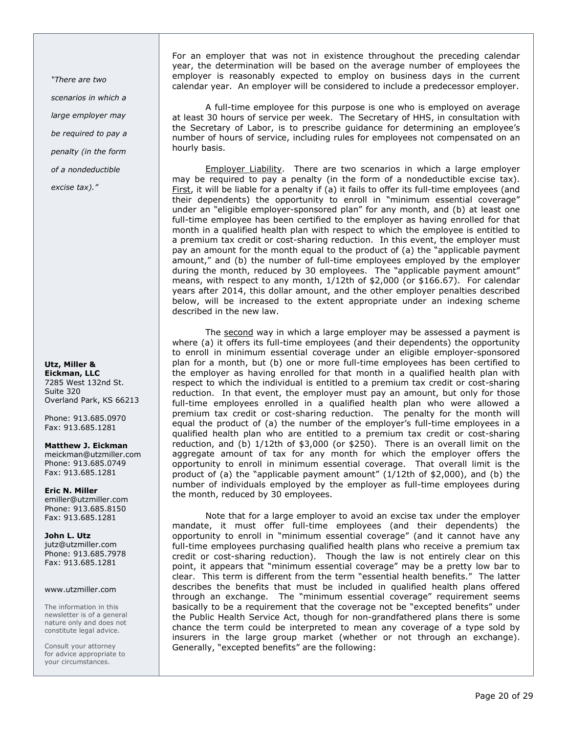For an employer that was not in existence throughout the preceding calendar year, the determination will be based on the average number of employees the employer is reasonably expected to employ on business days in the current calendar year. An employer will be considered to include a predecessor employer.

A full-time employee for this purpose is one who is employed on average at least 30 hours of service per week. The Secretary of HHS, in consultation with the Secretary of Labor, is to prescribe guidance for determining an employee's number of hours of service, including rules for employees not compensated on an hourly basis.

Employer Liability. There are two scenarios in which a large employer may be required to pay a penalty (in the form of a nondeductible excise tax). First, it will be liable for a penalty if (a) it fails to offer its full-time employees (and their dependents) the opportunity to enroll in "minimum essential coverage" under an "eligible employer-sponsored plan" for any month, and (b) at least one full-time employee has been certified to the employer as having enrolled for that month in a qualified health plan with respect to which the employee is entitled to a premium tax credit or cost-sharing reduction. In this event, the employer must pay an amount for the month equal to the product of (a) the "applicable payment amount," and (b) the number of full-time employees employed by the employer during the month, reduced by 30 employees. The "applicable payment amount" means, with respect to any month, 1/12th of $2,000 (or $166.67). For calendar years after 2014, this dollar amount, and the other employer penalties described below, will be increased to the extent appropriate under an indexing scheme described in the new law.

The second way in which a large employer may be assessed a payment is where (a) it offers its full-time employees (and their dependents) the opportunity to enroll in minimum essential coverage under an eligible employer-sponsored plan for a month, but (b) one or more full-time employees has been certified to the employer as having enrolled for that month in a qualified health plan with respect to which the individual is entitled to a premium tax credit or cost-sharing reduction. In that event, the employer must pay an amount, but only for those full-time employees enrolled in a qualified health plan who were allowed a premium tax credit or cost-sharing reduction. The penalty for the month will equal the product of (a) the number of the employer's full-time employees in a qualified health plan who are entitled to a premium tax credit or cost-sharing reduction, and (b) 1/12th of $3,000 (or $250). There is an overall limit on the aggregate amount of tax for any month for which the employer offers the opportunity to enroll in minimum essential coverage. That overall limit is the product of (a) the "applicable payment amount" (1/12th of $2,000), and (b) the number of individuals employed by the employer as full-time employees during the month, reduced by 30 employees.

Note that for a large employer to avoid an excise tax under the employer mandate, it must offer full-time employees (and their dependents) the opportunity to enroll in "minimum essential coverage" (and it cannot have any full-time employees purchasing qualified health plans who receive a premium tax credit or cost-sharing reduction). Though the law is not entirely clear on this point, it appears that "minimum essential coverage" may be a pretty low bar to clear. This term is different from the term "essential health benefits." The latter describes the benefits that must be included in qualified health plans offered through an exchange. The "minimum essential coverage" requirement seems basically to be a requirement that the coverage not be "excepted benefits" under the Public Health Service Act, though for non-grandfathered plans there is some chance the term could be interpreted to mean any coverage of a type sold by insurers in the large group market (whether or not through an exchange). Generally, "excepted benefits" are the following:

*"There are two scenarios in which a large employer may be required to pay a penalty (in the form of a nondeductible excise tax)."*

**Utz, Miller & Eickman, LLC**
7285 West 132nd St.
Suite 320
Overland Park, KS 66213

Phone: 913.685.0970
Fax: 913.685.1281

**Matthew J. Eickman**
meickman@utzmiller.com
Phone: 913.685.0749
Fax: 913.685.1281

**Eric N. Miller**
emiller@utzmiller.com
Phone: 913.685.8150
Fax: 913.685.1281

**John L. Utz**
jutz@utzmiller.com
Phone: 913.685.7978
Fax: 913.685.1281

www.utzmiller.com

The information in this newsletter is of a general nature only and does not constitute legal advice.

Consult your attorney for advice appropriate to your circumstances.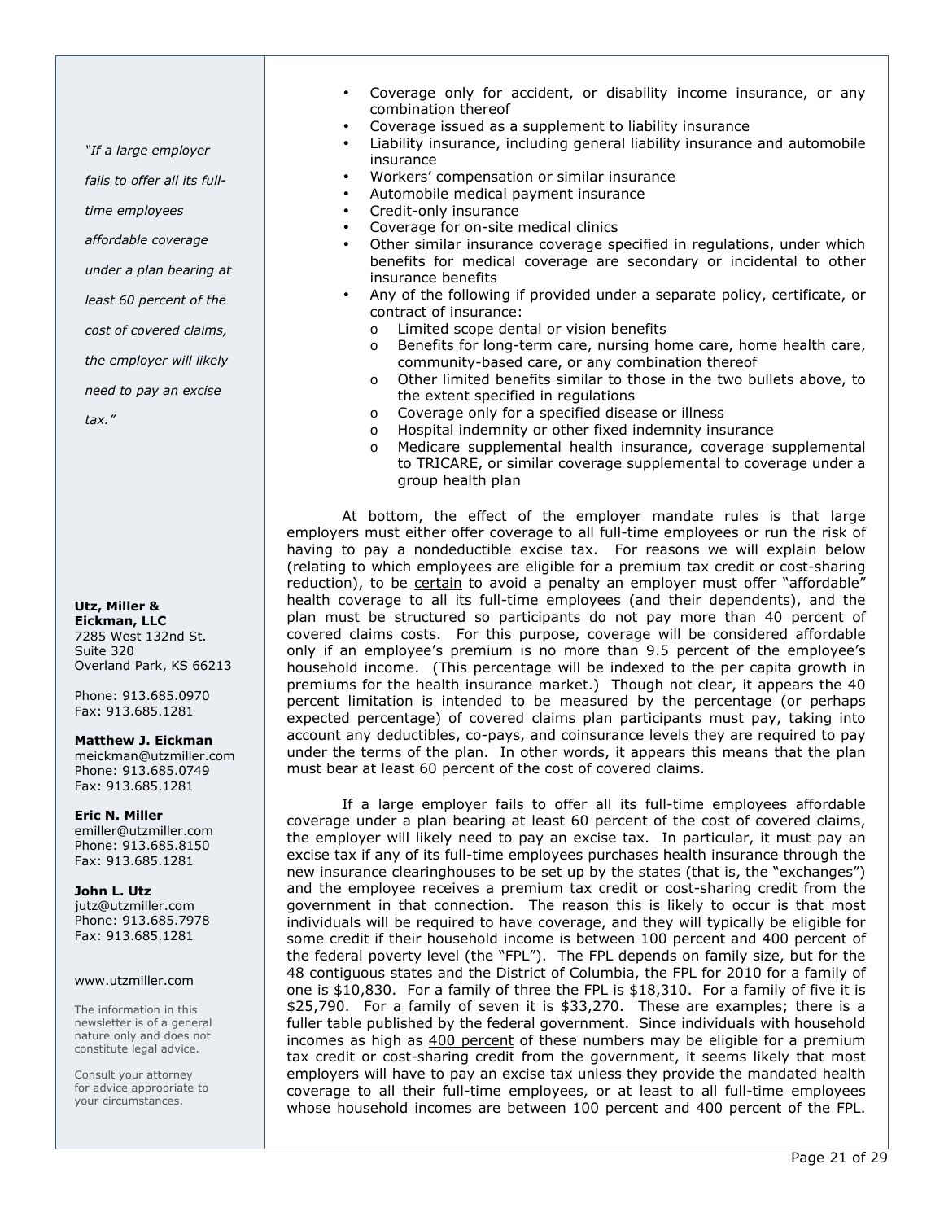- Coverage only for accident, or disability income insurance, or any combination thereof
- Coverage issued as a supplement to liability insurance
- Liability insurance, including general liability insurance and automobile insurance
- Workers' compensation or similar insurance
- Automobile medical payment insurance
- Credit-only insurance
- Coverage for on-site medical clinics
- Other similar insurance coverage specified in regulations, under which benefits for medical coverage are secondary or incidental to other insurance benefits
- Any of the following if provided under a separate policy, certificate, or contract of insurance:
  - Limited scope dental or vision benefits
  - Benefits for long-term care, nursing home care, home health care, community-based care, or any combination thereof
  - Other limited benefits similar to those in the two bullets above, to the extent specified in regulations
  - Coverage only for a specified disease or illness
  - Hospital indemnity or other fixed indemnity insurance
  - Medicare supplemental health insurance, coverage supplemental to TRICARE, or similar coverage supplemental to coverage under a group health plan

At bottom, the effect of the employer mandate rules is that large employers must either offer coverage to all full-time employees or run the risk of having to pay a nondeductible excise tax. For reasons we will explain below (relating to which employees are eligible for a premium tax credit or cost-sharing reduction), to be certain to avoid a penalty an employer must offer "affordable" health coverage to all its full-time employees (and their dependents), and the plan must be structured so participants do not pay more than 40 percent of covered claims costs. For this purpose, coverage will be considered affordable only if an employee's premium is no more than 9.5 percent of the employee's household income. (This percentage will be indexed to the per capita growth in premiums for the health insurance market.) Though not clear, it appears the 40 percent limitation is intended to be measured by the percentage (or perhaps expected percentage) of covered claims plan participants must pay, taking into account any deductibles, co-pays, and coinsurance levels they are required to pay under the terms of the plan. In other words, it appears this means that the plan must bear at least 60 percent of the cost of covered claims.

If a large employer fails to offer all its full-time employees affordable coverage under a plan bearing at least 60 percent of the cost of covered claims, the employer will likely need to pay an excise tax. In particular, it must pay an excise tax if any of its full-time employees purchases health insurance through the new insurance clearinghouses to be set up by the states (that is, the "exchanges") and the employee receives a premium tax credit or cost-sharing credit from the government in that connection. The reason this is likely to occur is that most individuals will be required to have coverage, and they will typically be eligible for some credit if their household income is between 100 percent and 400 percent of the federal poverty level (the "FPL"). The FPL depends on family size, but for the 48 contiguous states and the District of Columbia, the FPL for 2010 for a family of one is $10,830. For a family of three the FPL is $18,310. For a family of five it is $25,790. For a family of seven it is $33,270. These are examples; there is a fuller table published by the federal government. Since individuals with household incomes as high as 400 percent of these numbers may be eligible for a premium tax credit or cost-sharing credit from the government, it seems likely that most employers will have to pay an excise tax unless they provide the mandated health coverage to all their full-time employees, or at least to all full-time employees whose household incomes are between 100 percent and 400 percent of the FPL.

*"If a large employer fails to offer all its full-time employees affordable coverage under a plan bearing at least 60 percent of the cost of covered claims, the employer will likely need to pay an excise tax."*

**Utz, Miller & Eickman, LLC**
7285 West 132nd St.
Suite 320
Overland Park, KS 66213

Phone: 913.685.0970
Fax: 913.685.1281

**Matthew J. Eickman**
meickman@utzmiller.com
Phone: 913.685.0749
Fax: 913.685.1281

**Eric N. Miller**
emiller@utzmiller.com
Phone: 913.685.8150
Fax: 913.685.1281

**John L. Utz**
jutz@utzmiller.com
Phone: 913.685.7978
Fax: 913.685.1281

www.utzmiller.com

The information in this newsletter is of a general nature only and does not constitute legal advice.

Consult your attorney for advice appropriate to your circumstances.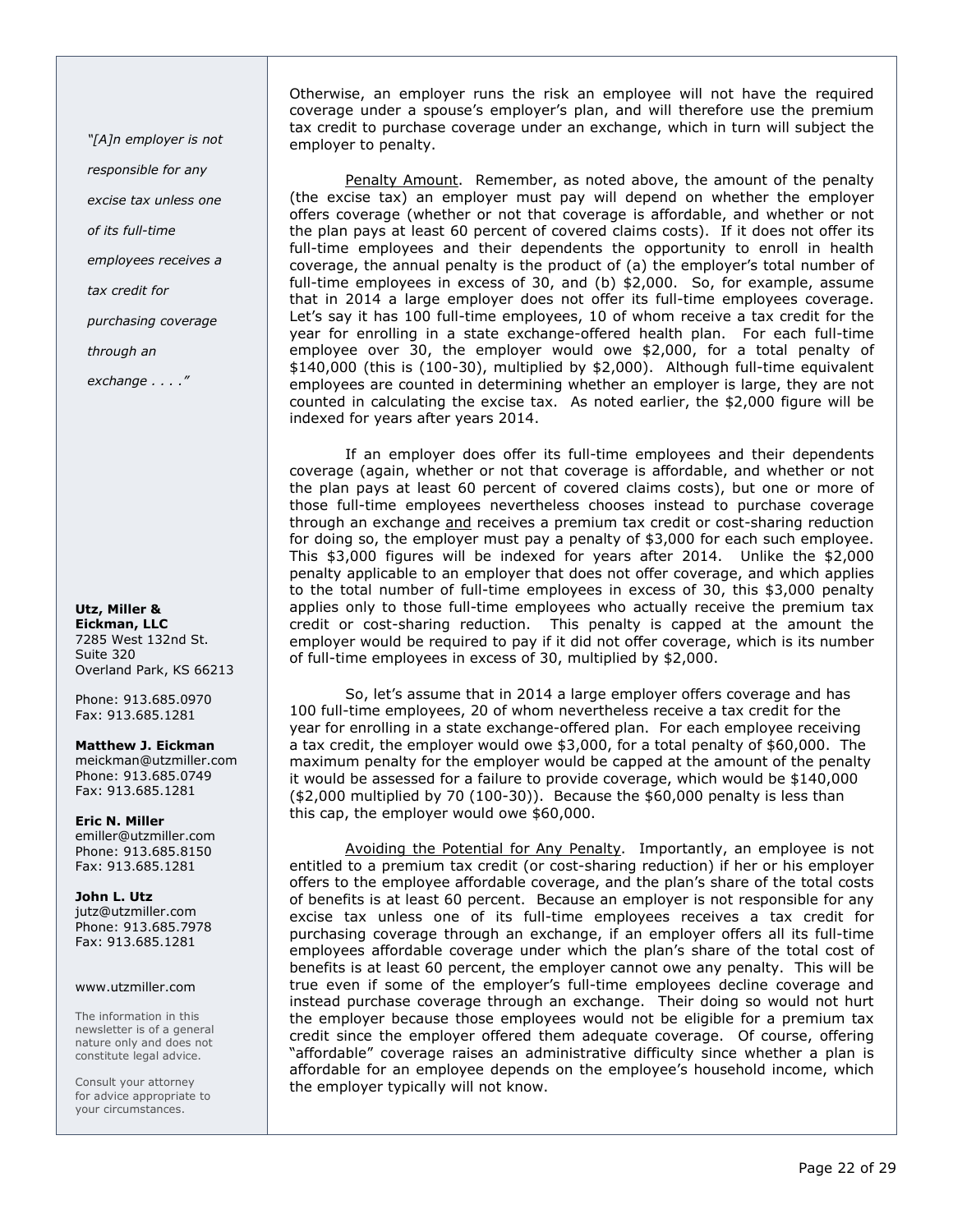Otherwise, an employer runs the risk an employee will not have the required coverage under a spouse's employer's plan, and will therefore use the premium tax credit to purchase coverage under an exchange, which in turn will subject the employer to penalty.

Penalty Amount. Remember, as noted above, the amount of the penalty (the excise tax) an employer must pay will depend on whether the employer offers coverage (whether or not that coverage is affordable, and whether or not the plan pays at least 60 percent of covered claims costs). If it does not offer its full-time employees and their dependents the opportunity to enroll in health coverage, the annual penalty is the product of (a) the employer's total number of full-time employees in excess of 30, and (b) $2,000. So, for example, assume that in 2014 a large employer does not offer its full-time employees coverage. Let's say it has 100 full-time employees, 10 of whom receive a tax credit for the year for enrolling in a state exchange-offered health plan. For each full-time employee over 30, the employer would owe $2,000, for a total penalty of $140,000 (this is (100-30), multiplied by $2,000). Although full-time equivalent employees are counted in determining whether an employer is large, they are not counted in calculating the excise tax. As noted earlier, the $2,000 figure will be indexed for years after years 2014.

If an employer does offer its full-time employees and their dependents coverage (again, whether or not that coverage is affordable, and whether or not the plan pays at least 60 percent of covered claims costs), but one or more of those full-time employees nevertheless chooses instead to purchase coverage through an exchange and receives a premium tax credit or cost-sharing reduction for doing so, the employer must pay a penalty of $3,000 for each such employee. This $3,000 figures will be indexed for years after 2014. Unlike the $2,000 penalty applicable to an employer that does not offer coverage, and which applies to the total number of full-time employees in excess of 30, this $3,000 penalty applies only to those full-time employees who actually receive the premium tax credit or cost-sharing reduction. This penalty is capped at the amount the employer would be required to pay if it did not offer coverage, which is its number of full-time employees in excess of 30, multiplied by $2,000.

So, let's assume that in 2014 a large employer offers coverage and has 100 full-time employees, 20 of whom nevertheless receive a tax credit for the year for enrolling in a state exchange-offered plan. For each employee receiving a tax credit, the employer would owe $3,000, for a total penalty of $60,000. The maximum penalty for the employer would be capped at the amount of the penalty it would be assessed for a failure to provide coverage, which would be $140,000 ($2,000 multiplied by 70 (100-30)). Because the $60,000 penalty is less than this cap, the employer would owe $60,000.

Avoiding the Potential for Any Penalty. Importantly, an employee is not entitled to a premium tax credit (or cost-sharing reduction) if her or his employer offers to the employee affordable coverage, and the plan's share of the total costs of benefits is at least 60 percent. Because an employer is not responsible for any excise tax unless one of its full-time employees receives a tax credit for purchasing coverage through an exchange, if an employer offers all its full-time employees affordable coverage under which the plan's share of the total cost of benefits is at least 60 percent, the employer cannot owe any penalty. This will be true even if some of the employer's full-time employees decline coverage and instead purchase coverage through an exchange. Their doing so would not hurt the employer because those employees would not be eligible for a premium tax credit since the employer offered them adequate coverage. Of course, offering "affordable" coverage raises an administrative difficulty since whether a plan is affordable for an employee depends on the employee's household income, which the employer typically will not know.

*"[A]n employer is not responsible for any excise tax unless one of its full-time employees receives a tax credit for purchasing coverage through an exchange . . . ."*

**Utz, Miller & Eickman, LLC**
7285 West 132nd St.
Suite 320
Overland Park, KS 66213

Phone: 913.685.0970
Fax: 913.685.1281

**Matthew J. Eickman**
meickman@utzmiller.com
Phone: 913.685.0749
Fax: 913.685.1281

**Eric N. Miller**
emiller@utzmiller.com
Phone: 913.685.8150
Fax: 913.685.1281

**John L. Utz**
jutz@utzmiller.com
Phone: 913.685.7978
Fax: 913.685.1281

www.utzmiller.com

The information in this newsletter is of a general nature only and does not constitute legal advice.

Consult your attorney for advice appropriate to your circumstances.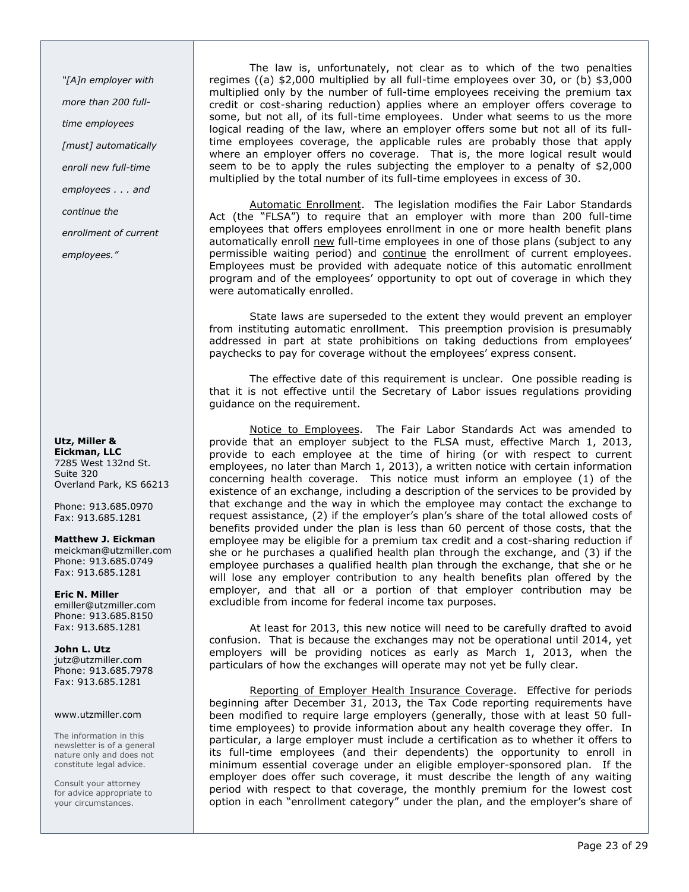*"[A]n employer with more than 200 full-time employees [must] automatically enroll new full-time employees . . . and continue the enrollment of current employees."*

The law is, unfortunately, not clear as to which of the two penalties regimes ((a) $2,000 multiplied by all full-time employees over 30, or (b) $3,000 multiplied only by the number of full-time employees receiving the premium tax credit or cost-sharing reduction) applies where an employer offers coverage to some, but not all, of its full-time employees. Under what seems to us the more logical reading of the law, where an employer offers some but not all of its full-time employees coverage, the applicable rules are probably those that apply where an employer offers no coverage. That is, the more logical result would seem to be to apply the rules subjecting the employer to a penalty of $2,000 multiplied by the total number of its full-time employees in excess of 30.

Automatic Enrollment. The legislation modifies the Fair Labor Standards Act (the "FLSA") to require that an employer with more than 200 full-time employees that offers employees enrollment in one or more health benefit plans automatically enroll new full-time employees in one of those plans (subject to any permissible waiting period) and continue the enrollment of current employees. Employees must be provided with adequate notice of this automatic enrollment program and of the employees' opportunity to opt out of coverage in which they were automatically enrolled.

State laws are superseded to the extent they would prevent an employer from instituting automatic enrollment. This preemption provision is presumably addressed in part at state prohibitions on taking deductions from employees' paychecks to pay for coverage without the employees' express consent.

The effective date of this requirement is unclear. One possible reading is that it is not effective until the Secretary of Labor issues regulations providing guidance on the requirement.

Notice to Employees. The Fair Labor Standards Act was amended to provide that an employer subject to the FLSA must, effective March 1, 2013, provide to each employee at the time of hiring (or with respect to current employees, no later than March 1, 2013), a written notice with certain information concerning health coverage. This notice must inform an employee (1) of the existence of an exchange, including a description of the services to be provided by that exchange and the way in which the employee may contact the exchange to request assistance, (2) if the employer's plan's share of the total allowed costs of benefits provided under the plan is less than 60 percent of those costs, that the employee may be eligible for a premium tax credit and a cost-sharing reduction if she or he purchases a qualified health plan through the exchange, and (3) if the employee purchases a qualified health plan through the exchange, that she or he will lose any employer contribution to any health benefits plan offered by the employer, and that all or a portion of that employer contribution may be excludible from income for federal income tax purposes.

At least for 2013, this new notice will need to be carefully drafted to avoid confusion. That is because the exchanges may not be operational until 2014, yet employers will be providing notices as early as March 1, 2013, when the particulars of how the exchanges will operate may not yet be fully clear.

Reporting of Employer Health Insurance Coverage. Effective for periods beginning after December 31, 2013, the Tax Code reporting requirements have been modified to require large employers (generally, those with at least 50 full-time employees) to provide information about any health coverage they offer. In particular, a large employer must include a certification as to whether it offers to its full-time employees (and their dependents) the opportunity to enroll in minimum essential coverage under an eligible employer-sponsored plan. If the employer does offer such coverage, it must describe the length of any waiting period with respect to that coverage, the monthly premium for the lowest cost option in each "enrollment category" under the plan, and the employer's share of

**Utz, Miller & Eickman, LLC**
7285 West 132nd St.
Suite 320
Overland Park, KS 66213

Phone: 913.685.0970
Fax: 913.685.1281

**Matthew J. Eickman**
meickman@utzmiller.com
Phone: 913.685.0749
Fax: 913.685.1281

**Eric N. Miller**
emiller@utzmiller.com
Phone: 913.685.8150
Fax: 913.685.1281

**John L. Utz**
jutz@utzmiller.com
Phone: 913.685.7978
Fax: 913.685.1281

www.utzmiller.com

The information in this newsletter is of a general nature only and does not constitute legal advice.

Consult your attorney for advice appropriate to your circumstances.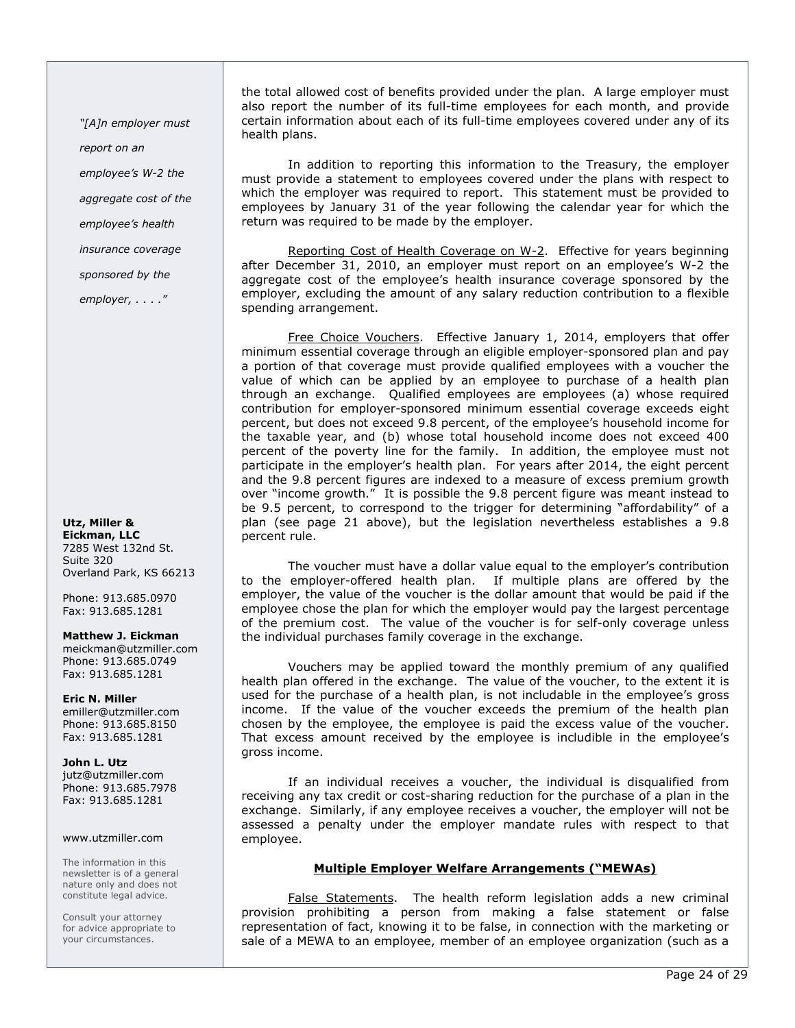the total allowed cost of benefits provided under the plan. A large employer must also report the number of its full-time employees for each month, and provide certain information about each of its full-time employees covered under any of its health plans.

In addition to reporting this information to the Treasury, the employer must provide a statement to employees covered under the plans with respect to which the employer was required to report. This statement must be provided to employees by January 31 of the year following the calendar year for which the return was required to be made by the employer.

Reporting Cost of Health Coverage on W-2. Effective for years beginning after December 31, 2010, an employer must report on an employee's W-2 the aggregate cost of the employee's health insurance coverage sponsored by the employer, excluding the amount of any salary reduction contribution to a flexible spending arrangement.

Free Choice Vouchers. Effective January 1, 2014, employers that offer minimum essential coverage through an eligible employer-sponsored plan and pay a portion of that coverage must provide qualified employees with a voucher the value of which can be applied by an employee to purchase of a health plan through an exchange. Qualified employees are employees (a) whose required contribution for employer-sponsored minimum essential coverage exceeds eight percent, but does not exceed 9.8 percent, of the employee's household income for the taxable year, and (b) whose total household income does not exceed 400 percent of the poverty line for the family. In addition, the employee must not participate in the employer's health plan. For years after 2014, the eight percent and the 9.8 percent figures are indexed to a measure of excess premium growth over "income growth." It is possible the 9.8 percent figure was meant instead to be 9.5 percent, to correspond to the trigger for determining "affordability" of a plan (see page 21 above), but the legislation nevertheless establishes a 9.8 percent rule.

The voucher must have a dollar value equal to the employer's contribution to the employer-offered health plan. If multiple plans are offered by the employer, the value of the voucher is the dollar amount that would be paid if the employee chose the plan for which the employer would pay the largest percentage of the premium cost. The value of the voucher is for self-only coverage unless the individual purchases family coverage in the exchange.

Vouchers may be applied toward the monthly premium of any qualified health plan offered in the exchange. The value of the voucher, to the extent it is used for the purchase of a health plan, is not includable in the employee's gross income. If the value of the voucher exceeds the premium of the health plan chosen by the employee, the employee is paid the excess value of the voucher. That excess amount received by the employee is includible in the employee's gross income.

If an individual receives a voucher, the individual is disqualified from receiving any tax credit or cost-sharing reduction for the purchase of a plan in the exchange. Similarly, if any employee receives a voucher, the employer will not be assessed a penalty under the employer mandate rules with respect to that employee.

## Multiple Employer Welfare Arrangements ("MEWAs)

False Statements. The health reform legislation adds a new criminal provision prohibiting a person from making a false statement or false representation of fact, knowing it to be false, in connection with the marketing or sale of a MEWA to an employee, member of an employee organization (such as a

*"[A]n employer must report on an employee's W-2 the aggregate cost of the employee's health insurance coverage sponsored by the employer, . . . ."*

**Utz, Miller & Eickman, LLC**
7285 West 132nd St.
Suite 320
Overland Park, KS 66213

Phone: 913.685.0970
Fax: 913.685.1281

**Matthew J. Eickman**
meickman@utzmiller.com
Phone: 913.685.0749
Fax: 913.685.1281

**Eric N. Miller**
emiller@utzmiller.com
Phone: 913.685.8150
Fax: 913.685.1281

**John L. Utz**
jutz@utzmiller.com
Phone: 913.685.7978
Fax: 913.685.1281

www.utzmiller.com

The information in this newsletter is of a general nature only and does not constitute legal advice.

Consult your attorney for advice appropriate to your circumstances.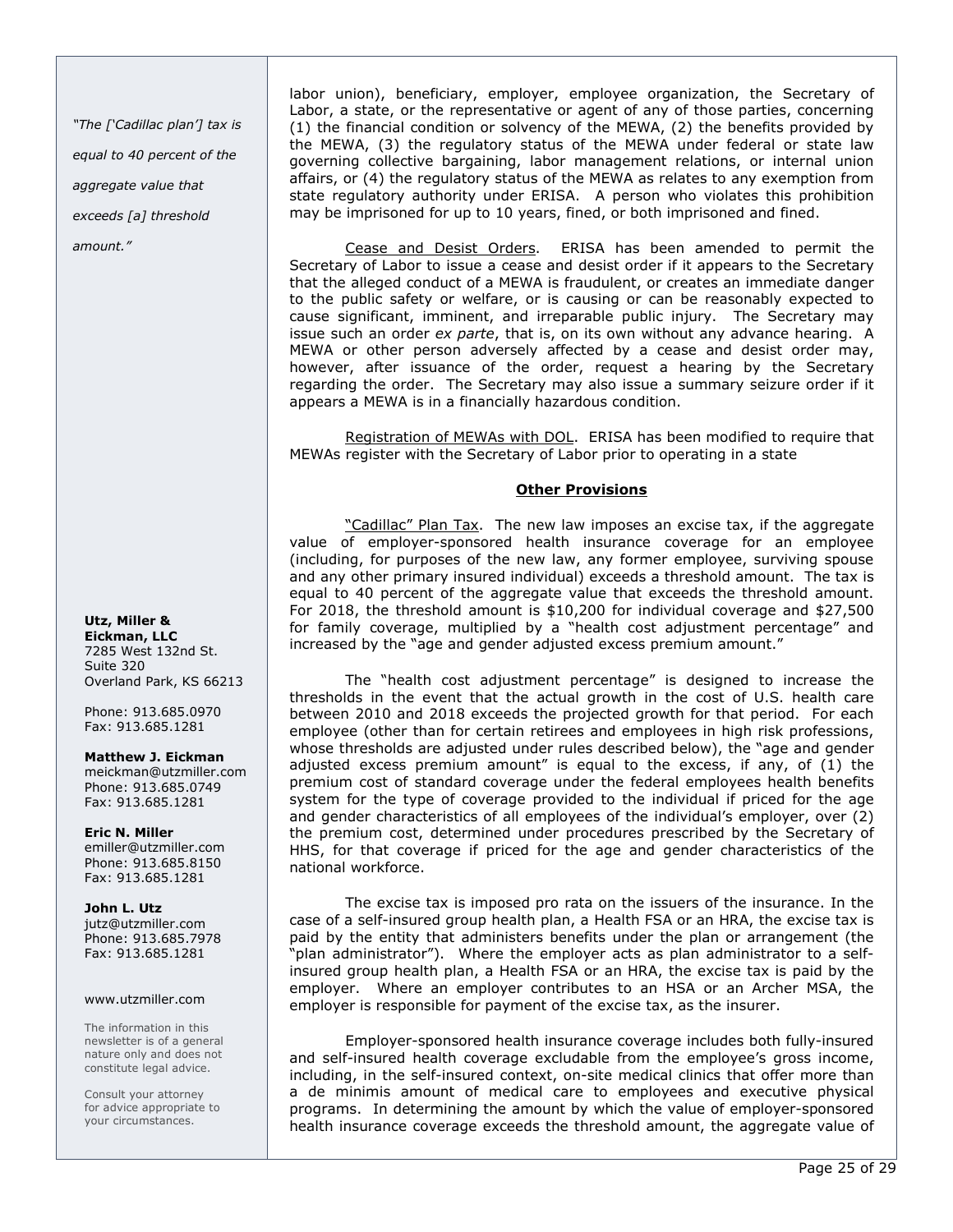*"The ['Cadillac plan'] tax is equal to 40 percent of the aggregate value that exceeds [a] threshold amount."*

**Utz, Miller & Eickman, LLC**
7285 West 132nd St.
Suite 320
Overland Park, KS 66213

Phone: 913.685.0970
Fax: 913.685.1281

**Matthew J. Eickman**
meickman@utzmiller.com
Phone: 913.685.0749
Fax: 913.685.1281

**Eric N. Miller**
emiller@utzmiller.com
Phone: 913.685.8150
Fax: 913.685.1281

**John L. Utz**
jutz@utzmiller.com
Phone: 913.685.7978
Fax: 913.685.1281

www.utzmiller.com

The information in this newsletter is of a general nature only and does not constitute legal advice.

Consult your attorney for advice appropriate to your circumstances.

labor union), beneficiary, employer, employee organization, the Secretary of Labor, a state, or the representative or agent of any of those parties, concerning (1) the financial condition or solvency of the MEWA, (2) the benefits provided by the MEWA, (3) the regulatory status of the MEWA under federal or state law governing collective bargaining, labor management relations, or internal union affairs, or (4) the regulatory status of the MEWA as relates to any exemption from state regulatory authority under ERISA. A person who violates this prohibition may be imprisoned for up to 10 years, fined, or both imprisoned and fined.

Cease and Desist Orders. ERISA has been amended to permit the Secretary of Labor to issue a cease and desist order if it appears to the Secretary that the alleged conduct of a MEWA is fraudulent, or creates an immediate danger to the public safety or welfare, or is causing or can be reasonably expected to cause significant, imminent, and irreparable public injury. The Secretary may issue such an order *ex parte*, that is, on its own without any advance hearing. A MEWA or other person adversely affected by a cease and desist order may, however, after issuance of the order, request a hearing by the Secretary regarding the order. The Secretary may also issue a summary seizure order if it appears a MEWA is in a financially hazardous condition.

Registration of MEWAs with DOL. ERISA has been modified to require that MEWAs register with the Secretary of Labor prior to operating in a state

## Other Provisions

"Cadillac" Plan Tax. The new law imposes an excise tax, if the aggregate value of employer-sponsored health insurance coverage for an employee (including, for purposes of the new law, any former employee, surviving spouse and any other primary insured individual) exceeds a threshold amount. The tax is equal to 40 percent of the aggregate value that exceeds the threshold amount. For 2018, the threshold amount is $10,200 for individual coverage and $27,500 for family coverage, multiplied by a "health cost adjustment percentage" and increased by the "age and gender adjusted excess premium amount."

The "health cost adjustment percentage" is designed to increase the thresholds in the event that the actual growth in the cost of U.S. health care between 2010 and 2018 exceeds the projected growth for that period. For each employee (other than for certain retirees and employees in high risk professions, whose thresholds are adjusted under rules described below), the "age and gender adjusted excess premium amount" is equal to the excess, if any, of (1) the premium cost of standard coverage under the federal employees health benefits system for the type of coverage provided to the individual if priced for the age and gender characteristics of all employees of the individual's employer, over (2) the premium cost, determined under procedures prescribed by the Secretary of HHS, for that coverage if priced for the age and gender characteristics of the national workforce.

The excise tax is imposed pro rata on the issuers of the insurance. In the case of a self-insured group health plan, a Health FSA or an HRA, the excise tax is paid by the entity that administers benefits under the plan or arrangement (the "plan administrator"). Where the employer acts as plan administrator to a self-insured group health plan, a Health FSA or an HRA, the excise tax is paid by the employer. Where an employer contributes to an HSA or an Archer MSA, the employer is responsible for payment of the excise tax, as the insurer.

Employer-sponsored health insurance coverage includes both fully-insured and self-insured health coverage excludable from the employee's gross income, including, in the self-insured context, on-site medical clinics that offer more than a de minimis amount of medical care to employees and executive physical programs. In determining the amount by which the value of employer-sponsored health insurance coverage exceeds the threshold amount, the aggregate value of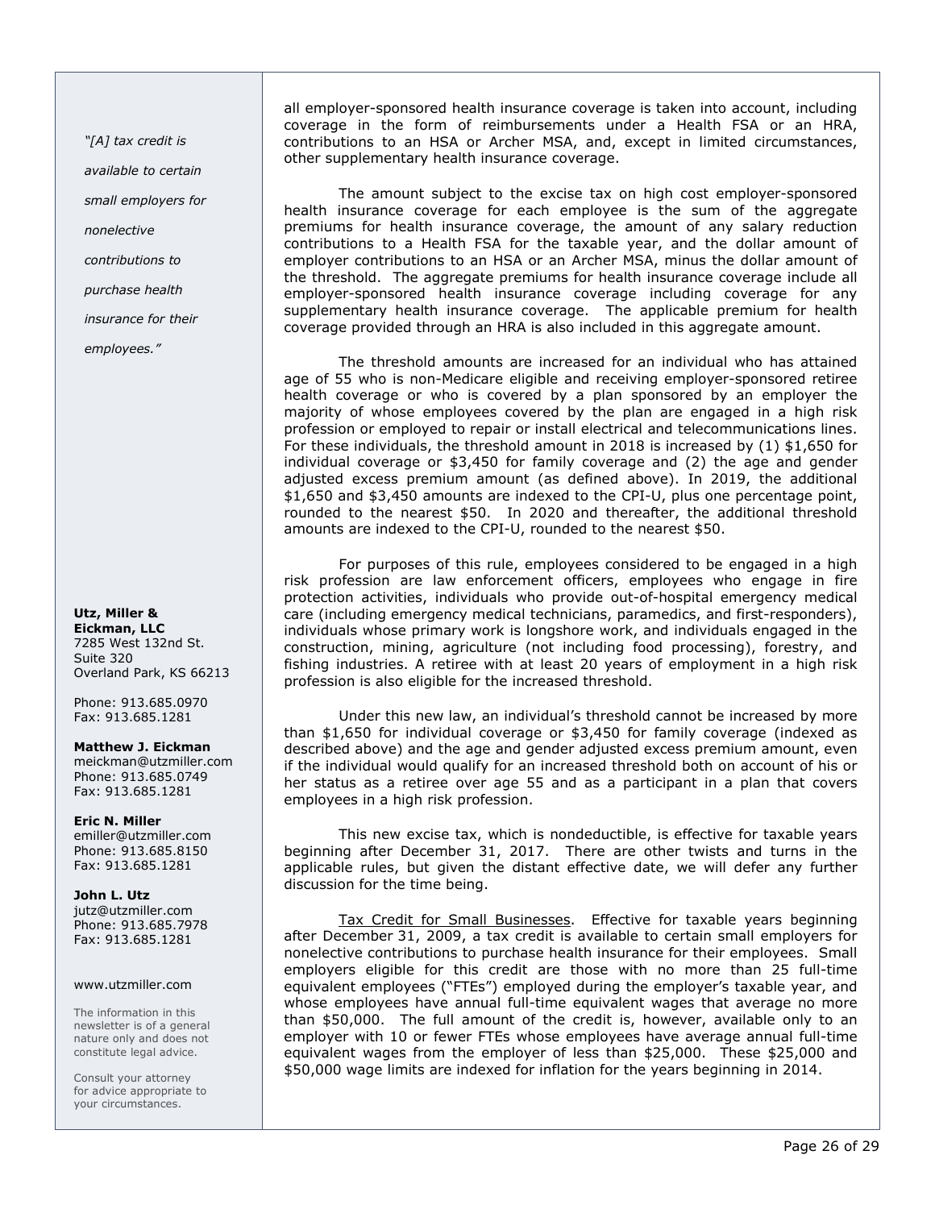all employer-sponsored health insurance coverage is taken into account, including coverage in the form of reimbursements under a Health FSA or an HRA, contributions to an HSA or Archer MSA, and, except in limited circumstances, other supplementary health insurance coverage.

The amount subject to the excise tax on high cost employer-sponsored health insurance coverage for each employee is the sum of the aggregate premiums for health insurance coverage, the amount of any salary reduction contributions to a Health FSA for the taxable year, and the dollar amount of employer contributions to an HSA or an Archer MSA, minus the dollar amount of the threshold. The aggregate premiums for health insurance coverage include all employer-sponsored health insurance coverage including coverage for any supplementary health insurance coverage. The applicable premium for health coverage provided through an HRA is also included in this aggregate amount.

The threshold amounts are increased for an individual who has attained age of 55 who is non-Medicare eligible and receiving employer-sponsored retiree health coverage or who is covered by a plan sponsored by an employer the majority of whose employees covered by the plan are engaged in a high risk profession or employed to repair or install electrical and telecommunications lines. For these individuals, the threshold amount in 2018 is increased by (1) $1,650 for individual coverage or $3,450 for family coverage and (2) the age and gender adjusted excess premium amount (as defined above). In 2019, the additional $1,650 and $3,450 amounts are indexed to the CPI-U, plus one percentage point, rounded to the nearest $50. In 2020 and thereafter, the additional threshold amounts are indexed to the CPI-U, rounded to the nearest $50.

For purposes of this rule, employees considered to be engaged in a high risk profession are law enforcement officers, employees who engage in fire protection activities, individuals who provide out-of-hospital emergency medical care (including emergency medical technicians, paramedics, and first-responders), individuals whose primary work is longshore work, and individuals engaged in the construction, mining, agriculture (not including food processing), forestry, and fishing industries. A retiree with at least 20 years of employment in a high risk profession is also eligible for the increased threshold.

Under this new law, an individual's threshold cannot be increased by more than $1,650 for individual coverage or $3,450 for family coverage (indexed as described above) and the age and gender adjusted excess premium amount, even if the individual would qualify for an increased threshold both on account of his or her status as a retiree over age 55 and as a participant in a plan that covers employees in a high risk profession.

This new excise tax, which is nondeductible, is effective for taxable years beginning after December 31, 2017. There are other twists and turns in the applicable rules, but given the distant effective date, we will defer any further discussion for the time being.

Tax Credit for Small Businesses. Effective for taxable years beginning after December 31, 2009, a tax credit is available to certain small employers for nonelective contributions to purchase health insurance for their employees. Small employers eligible for this credit are those with no more than 25 full-time equivalent employees ("FTEs") employed during the employer's taxable year, and whose employees have annual full-time equivalent wages that average no more than $50,000. The full amount of the credit is, however, available only to an employer with 10 or fewer FTEs whose employees have average annual full-time equivalent wages from the employer of less than $25,000. These $25,000 and $50,000 wage limits are indexed for inflation for the years beginning in 2014.

*"[A] tax credit is available to certain small employers for nonelective contributions to purchase health insurance for their employees."*

**Utz, Miller & Eickman, LLC**
7285 West 132nd St.
Suite 320
Overland Park, KS 66213

Phone: 913.685.0970
Fax: 913.685.1281

**Matthew J. Eickman**
meickman@utzmiller.com
Phone: 913.685.0749
Fax: 913.685.1281

**Eric N. Miller**
emiller@utzmiller.com
Phone: 913.685.8150
Fax: 913.685.1281

**John L. Utz**
jutz@utzmiller.com
Phone: 913.685.7978
Fax: 913.685.1281

www.utzmiller.com

The information in this newsletter is of a general nature only and does not constitute legal advice.

Consult your attorney for advice appropriate to your circumstances.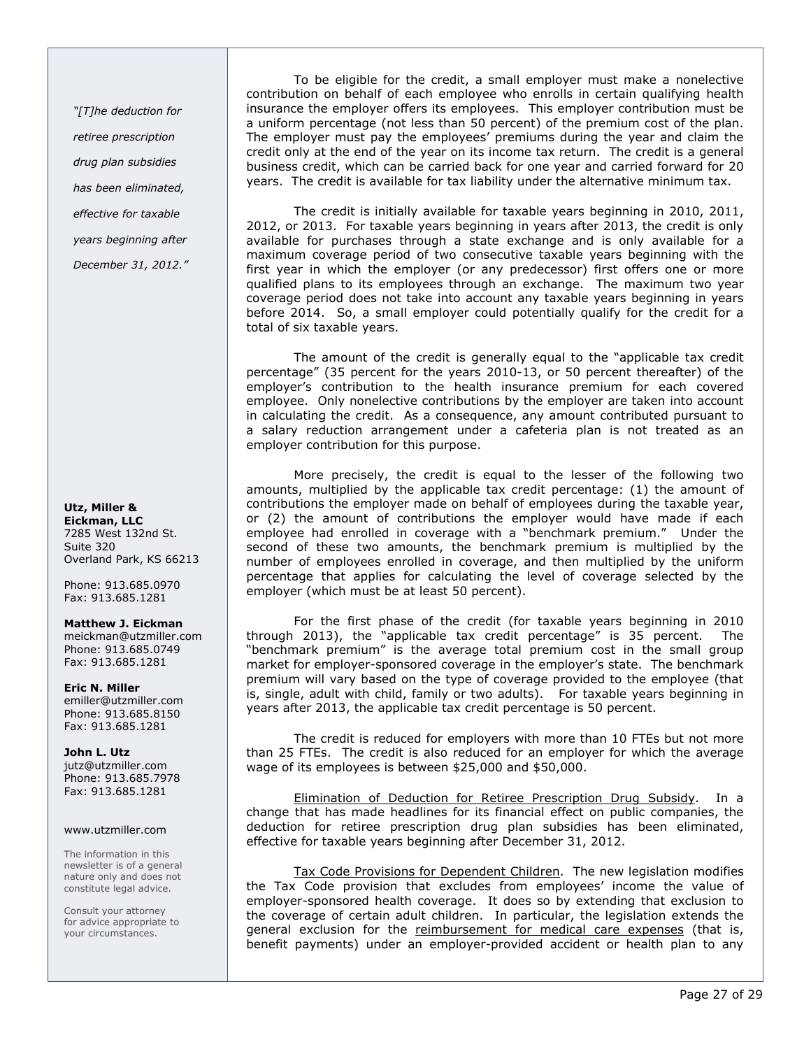*"[T]he deduction for retiree prescription drug plan subsidies has been eliminated, effective for taxable years beginning after December 31, 2012."*

**Utz, Miller & Eickman, LLC**
7285 West 132nd St.
Suite 320
Overland Park, KS 66213

Phone: 913.685.0970
Fax: 913.685.1281

**Matthew J. Eickman**
meickman@utzmiller.com
Phone: 913.685.0749
Fax: 913.685.1281

**Eric N. Miller**
emiller@utzmiller.com
Phone: 913.685.8150
Fax: 913.685.1281

**John L. Utz**
jutz@utzmiller.com
Phone: 913.685.7978
Fax: 913.685.1281

www.utzmiller.com

The information in this newsletter is of a general nature only and does not constitute legal advice.

Consult your attorney for advice appropriate to your circumstances.

To be eligible for the credit, a small employer must make a nonelective contribution on behalf of each employee who enrolls in certain qualifying health insurance the employer offers its employees. This employer contribution must be a uniform percentage (not less than 50 percent) of the premium cost of the plan. The employer must pay the employees' premiums during the year and claim the credit only at the end of the year on its income tax return. The credit is a general business credit, which can be carried back for one year and carried forward for 20 years. The credit is available for tax liability under the alternative minimum tax.

The credit is initially available for taxable years beginning in 2010, 2011, 2012, or 2013. For taxable years beginning in years after 2013, the credit is only available for purchases through a state exchange and is only available for a maximum coverage period of two consecutive taxable years beginning with the first year in which the employer (or any predecessor) first offers one or more qualified plans to its employees through an exchange. The maximum two year coverage period does not take into account any taxable years beginning in years before 2014. So, a small employer could potentially qualify for the credit for a total of six taxable years.

The amount of the credit is generally equal to the "applicable tax credit percentage" (35 percent for the years 2010-13, or 50 percent thereafter) of the employer's contribution to the health insurance premium for each covered employee. Only nonelective contributions by the employer are taken into account in calculating the credit. As a consequence, any amount contributed pursuant to a salary reduction arrangement under a cafeteria plan is not treated as an employer contribution for this purpose.

More precisely, the credit is equal to the lesser of the following two amounts, multiplied by the applicable tax credit percentage: (1) the amount of contributions the employer made on behalf of employees during the taxable year, or (2) the amount of contributions the employer would have made if each employee had enrolled in coverage with a "benchmark premium." Under the second of these two amounts, the benchmark premium is multiplied by the number of employees enrolled in coverage, and then multiplied by the uniform percentage that applies for calculating the level of coverage selected by the employer (which must be at least 50 percent).

For the first phase of the credit (for taxable years beginning in 2010 through 2013), the "applicable tax credit percentage" is 35 percent. The "benchmark premium" is the average total premium cost in the small group market for employer-sponsored coverage in the employer's state. The benchmark premium will vary based on the type of coverage provided to the employee (that is, single, adult with child, family or two adults). For taxable years beginning in years after 2013, the applicable tax credit percentage is 50 percent.

The credit is reduced for employers with more than 10 FTEs but not more than 25 FTEs. The credit is also reduced for an employer for which the average wage of its employees is between $25,000 and $50,000.

Elimination of Deduction for Retiree Prescription Drug Subsidy. In a change that has made headlines for its financial effect on public companies, the deduction for retiree prescription drug plan subsidies has been eliminated, effective for taxable years beginning after December 31, 2012.

Tax Code Provisions for Dependent Children. The new legislation modifies the Tax Code provision that excludes from employees' income the value of employer-sponsored health coverage. It does so by extending that exclusion to the coverage of certain adult children. In particular, the legislation extends the general exclusion for the reimbursement for medical care expenses (that is, benefit payments) under an employer-provided accident or health plan to any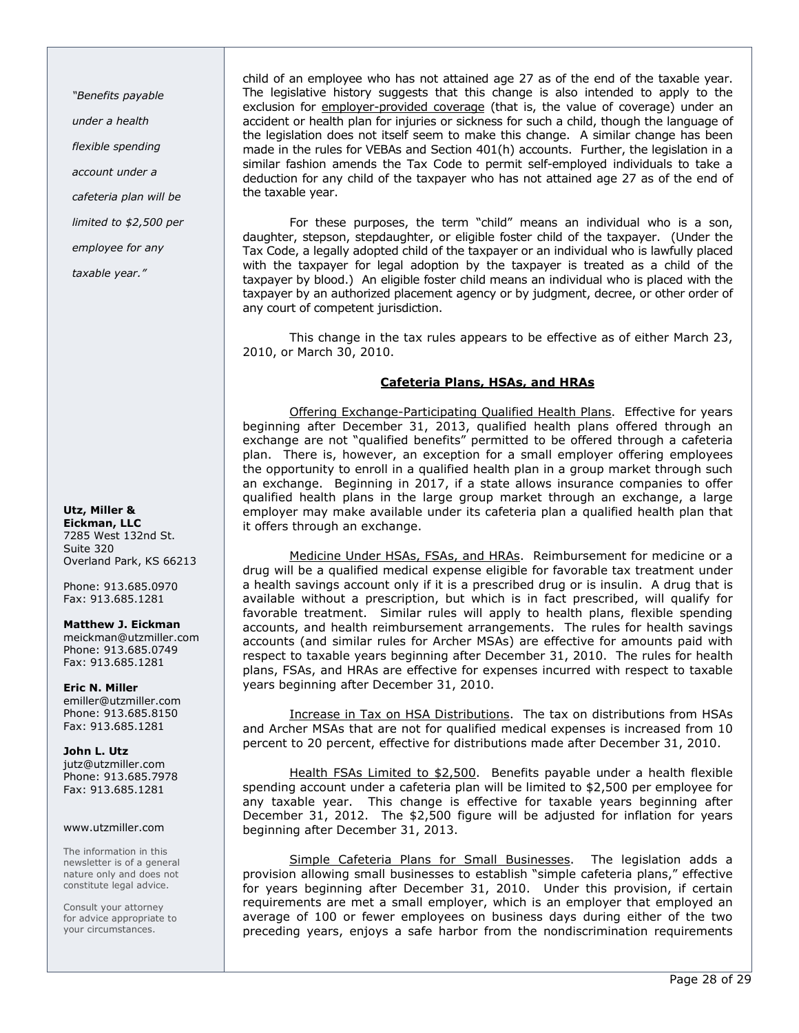*"Benefits payable under a health flexible spending account under a cafeteria plan will be limited to $2,500 per employee for any taxable year."*

**Utz, Miller & Eickman, LLC**
7285 West 132nd St.
Suite 320
Overland Park, KS 66213

Phone: 913.685.0970
Fax: 913.685.1281

**Matthew J. Eickman**
meickman@utzmiller.com
Phone: 913.685.0749
Fax: 913.685.1281

**Eric N. Miller**
emiller@utzmiller.com
Phone: 913.685.8150
Fax: 913.685.1281

**John L. Utz**
jutz@utzmiller.com
Phone: 913.685.7978
Fax: 913.685.1281

www.utzmiller.com

The information in this newsletter is of a general nature only and does not constitute legal advice.

Consult your attorney for advice appropriate to your circumstances.

child of an employee who has not attained age 27 as of the end of the taxable year. The legislative history suggests that this change is also intended to apply to the exclusion for employer-provided coverage (that is, the value of coverage) under an accident or health plan for injuries or sickness for such a child, though the language of the legislation does not itself seem to make this change. A similar change has been made in the rules for VEBAs and Section 401(h) accounts. Further, the legislation in a similar fashion amends the Tax Code to permit self-employed individuals to take a deduction for any child of the taxpayer who has not attained age 27 as of the end of the taxable year.

For these purposes, the term "child" means an individual who is a son, daughter, stepson, stepdaughter, or eligible foster child of the taxpayer. (Under the Tax Code, a legally adopted child of the taxpayer or an individual who is lawfully placed with the taxpayer for legal adoption by the taxpayer is treated as a child of the taxpayer by blood.) An eligible foster child means an individual who is placed with the taxpayer by an authorized placement agency or by judgment, decree, or other order of any court of competent jurisdiction.

This change in the tax rules appears to be effective as of either March 23, 2010, or March 30, 2010.

## Cafeteria Plans, HSAs, and HRAs

Offering Exchange-Participating Qualified Health Plans. Effective for years beginning after December 31, 2013, qualified health plans offered through an exchange are not "qualified benefits" permitted to be offered through a cafeteria plan. There is, however, an exception for a small employer offering employees the opportunity to enroll in a qualified health plan in a group market through such an exchange. Beginning in 2017, if a state allows insurance companies to offer qualified health plans in the large group market through an exchange, a large employer may make available under its cafeteria plan a qualified health plan that it offers through an exchange.

Medicine Under HSAs, FSAs, and HRAs. Reimbursement for medicine or a drug will be a qualified medical expense eligible for favorable tax treatment under a health savings account only if it is a prescribed drug or is insulin. A drug that is available without a prescription, but which is in fact prescribed, will qualify for favorable treatment. Similar rules will apply to health plans, flexible spending accounts, and health reimbursement arrangements. The rules for health savings accounts (and similar rules for Archer MSAs) are effective for amounts paid with respect to taxable years beginning after December 31, 2010. The rules for health plans, FSAs, and HRAs are effective for expenses incurred with respect to taxable years beginning after December 31, 2010.

Increase in Tax on HSA Distributions. The tax on distributions from HSAs and Archer MSAs that are not for qualified medical expenses is increased from 10 percent to 20 percent, effective for distributions made after December 31, 2010.

Health FSAs Limited to $2,500. Benefits payable under a health flexible spending account under a cafeteria plan will be limited to $2,500 per employee for any taxable year. This change is effective for taxable years beginning after December 31, 2012. The $2,500 figure will be adjusted for inflation for years beginning after December 31, 2013.

Simple Cafeteria Plans for Small Businesses. The legislation adds a provision allowing small businesses to establish "simple cafeteria plans," effective for years beginning after December 31, 2010. Under this provision, if certain requirements are met a small employer, which is an employer that employed an average of 100 or fewer employees on business days during either of the two preceding years, enjoys a safe harbor from the nondiscrimination requirements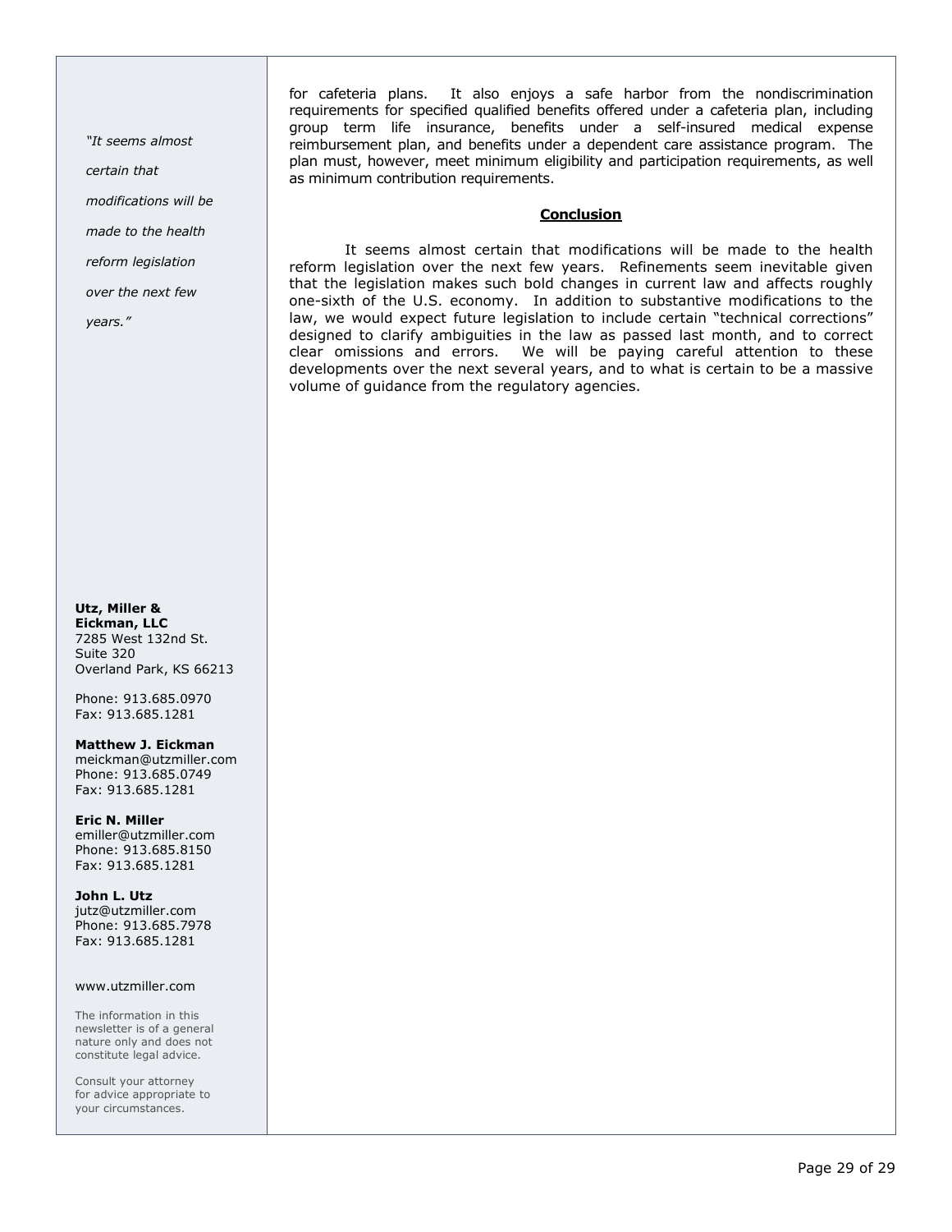for cafeteria plans. It also enjoys a safe harbor from the nondiscrimination requirements for specified qualified benefits offered under a cafeteria plan, including group term life insurance, benefits under a self-insured medical expense reimbursement plan, and benefits under a dependent care assistance program. The plan must, however, meet minimum eligibility and participation requirements, as well as minimum contribution requirements.

## Conclusion

It seems almost certain that modifications will be made to the health reform legislation over the next few years. Refinements seem inevitable given that the legislation makes such bold changes in current law and affects roughly one-sixth of the U.S. economy. In addition to substantive modifications to the law, we would expect future legislation to include certain "technical corrections" designed to clarify ambiguities in the law as passed last month, and to correct clear omissions and errors. We will be paying careful attention to these developments over the next several years, and to what is certain to be a massive volume of guidance from the regulatory agencies.

*"It seems almost certain that modifications will be made to the health reform legislation over the next few years."*

**Utz, Miller & Eickman, LLC**
7285 West 132nd St.
Suite 320
Overland Park, KS 66213

Phone: 913.685.0970
Fax: 913.685.1281

**Matthew J. Eickman**
meickman@utzmiller.com
Phone: 913.685.0749
Fax: 913.685.1281

**Eric N. Miller**
emiller@utzmiller.com
Phone: 913.685.8150
Fax: 913.685.1281

**John L. Utz**
jutz@utzmiller.com
Phone: 913.685.7978
Fax: 913.685.1281

www.utzmiller.com

The information in this newsletter is of a general nature only and does not constitute legal advice.

Consult your attorney for advice appropriate to your circumstances.